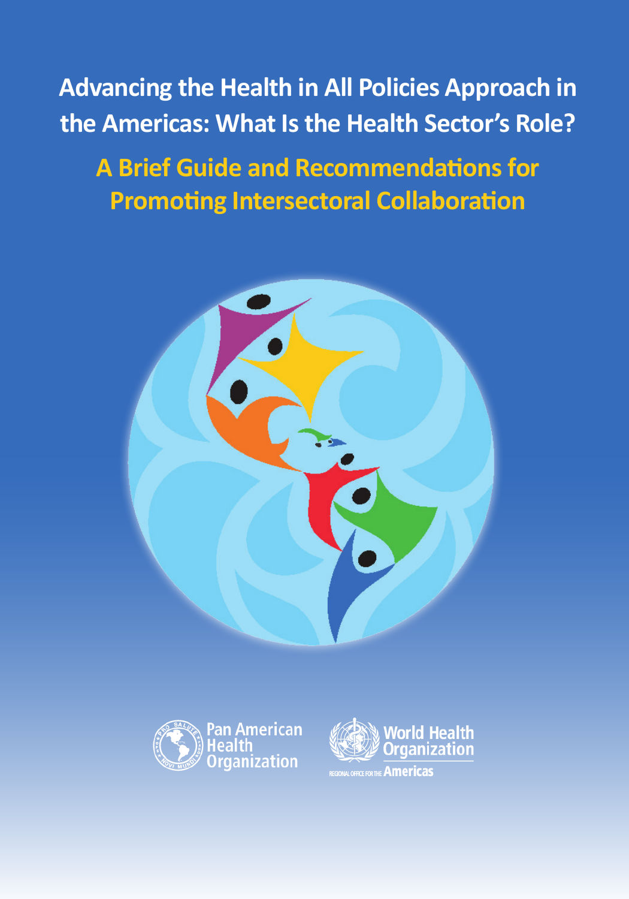# Advancing the Health in All Policies Approach in the Americas: What Is the Health Sector's Role?

## A Brief Guide and Recommendations for Promoting Intersectoral Collaboration

Pan American Health Organization

World Health Organization

REGIONAL OFFICE FOR THE Americas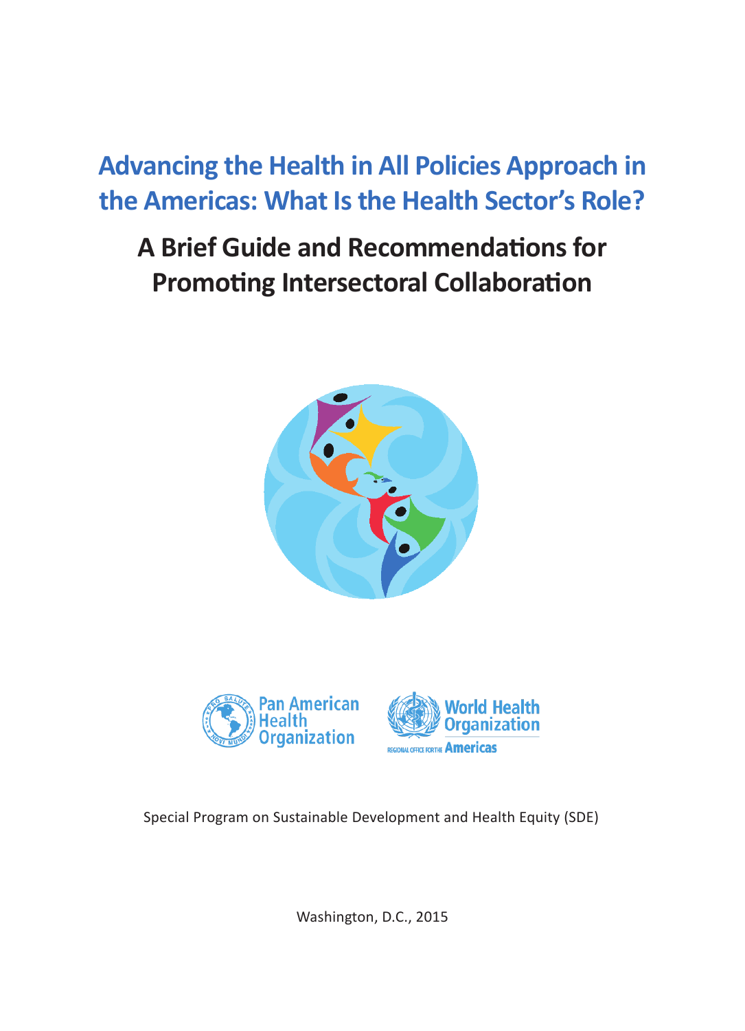# Advancing the Health in All Policies Approach in the Americas: What Is the Health Sector's Role?

## A Brief Guide and Recommendations for Promoting Intersectoral Collaboration

Pan American Health Organization

World Health Organization

REGIONAL OFFICE FOR THE Americas

Special Program on Sustainable Development and Health Equity (SDE)

Washington, D.C., 2015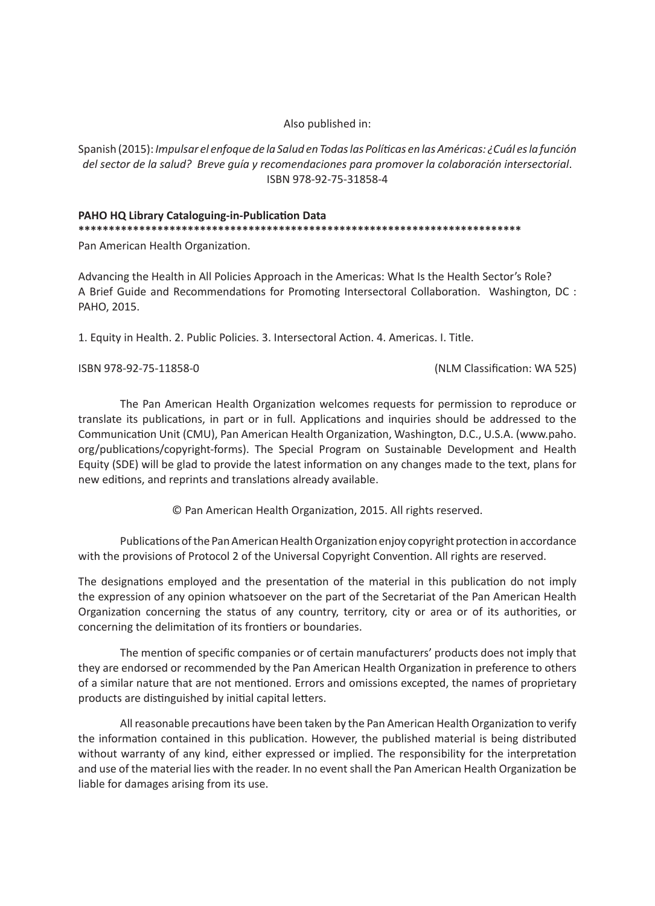Also published in:

Spanish (2015): *Impulsar el enfoque de la Salud en Todas las Políticas en las Américas: ¿Cuál es la función del sector de la salud? Breve guía y recomendaciones para promover la colaboración intersectorial*. ISBN 978-92-75-31858-4

**PAHO HQ Library Cataloguing-in-Publication Data**

**************************************************************************

Pan American Health Organization.

Advancing the Health in All Policies Approach in the Americas: What Is the Health Sector's Role? A Brief Guide and Recommendations for Promoting Intersectoral Collaboration. Washington, DC : PAHO, 2015.

1. Equity in Health. 2. Public Policies. 3. Intersectoral Action. 4. Americas. I. Title.

ISBN 978-92-75-11858-0 (NLM Classification: WA 525)

The Pan American Health Organization welcomes requests for permission to reproduce or translate its publications, in part or in full. Applications and inquiries should be addressed to the Communication Unit (CMU), Pan American Health Organization, Washington, D.C., U.S.A. (www.paho.org/publications/copyright-forms). The Special Program on Sustainable Development and Health Equity (SDE) will be glad to provide the latest information on any changes made to the text, plans for new editions, and reprints and translations already available.

© Pan American Health Organization, 2015. All rights reserved.

Publications of the Pan American Health Organization enjoy copyright protection in accordance with the provisions of Protocol 2 of the Universal Copyright Convention. All rights are reserved.

The designations employed and the presentation of the material in this publication do not imply the expression of any opinion whatsoever on the part of the Secretariat of the Pan American Health Organization concerning the status of any country, territory, city or area or of its authorities, or concerning the delimitation of its frontiers or boundaries.

The mention of specific companies or of certain manufacturers' products does not imply that they are endorsed or recommended by the Pan American Health Organization in preference to others of a similar nature that are not mentioned. Errors and omissions excepted, the names of proprietary products are distinguished by initial capital letters.

All reasonable precautions have been taken by the Pan American Health Organization to verify the information contained in this publication. However, the published material is being distributed without warranty of any kind, either expressed or implied. The responsibility for the interpretation and use of the material lies with the reader. In no event shall the Pan American Health Organization be liable for damages arising from its use.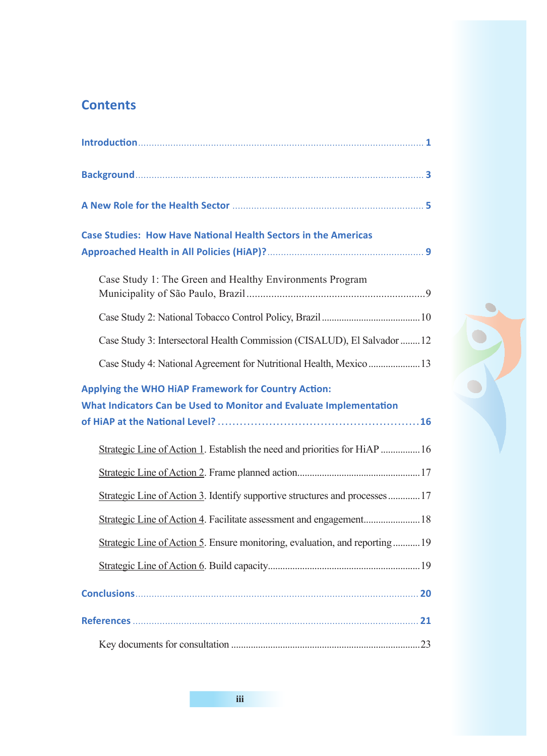# Contents

Introduction ........ 1

Background ........ 3

A New Role for the Health Sector ........ 5

Case Studies: How Have National Health Sectors in the Americas Approached Health in All Policies (HiAP)? ........ 9

- Case Study 1: The Green and Healthy Environments Program Municipality of São Paulo, Brazil ........ 9
- Case Study 2: National Tobacco Control Policy, Brazil ........ 10
- Case Study 3: Intersectoral Health Commission (CISALUD), El Salvador ........ 12
- Case Study 4: National Agreement for Nutritional Health, Mexico ........ 13

Applying the WHO HiAP Framework for Country Action: What Indicators Can be Used to Monitor and Evaluate Implementation of HiAP at the National Level? ........ 16

- Strategic Line of Action 1. Establish the need and priorities for HiAP ........ 16
- Strategic Line of Action 2. Frame planned action ........ 17
- Strategic Line of Action 3. Identify supportive structures and processes ........ 17
- Strategic Line of Action 4. Facilitate assessment and engagement ........ 18
- Strategic Line of Action 5. Ensure monitoring, evaluation, and reporting ........ 19
- Strategic Line of Action 6. Build capacity ........ 19

Conclusions ........ 20

References ........ 21

- Key documents for consultation ........ 23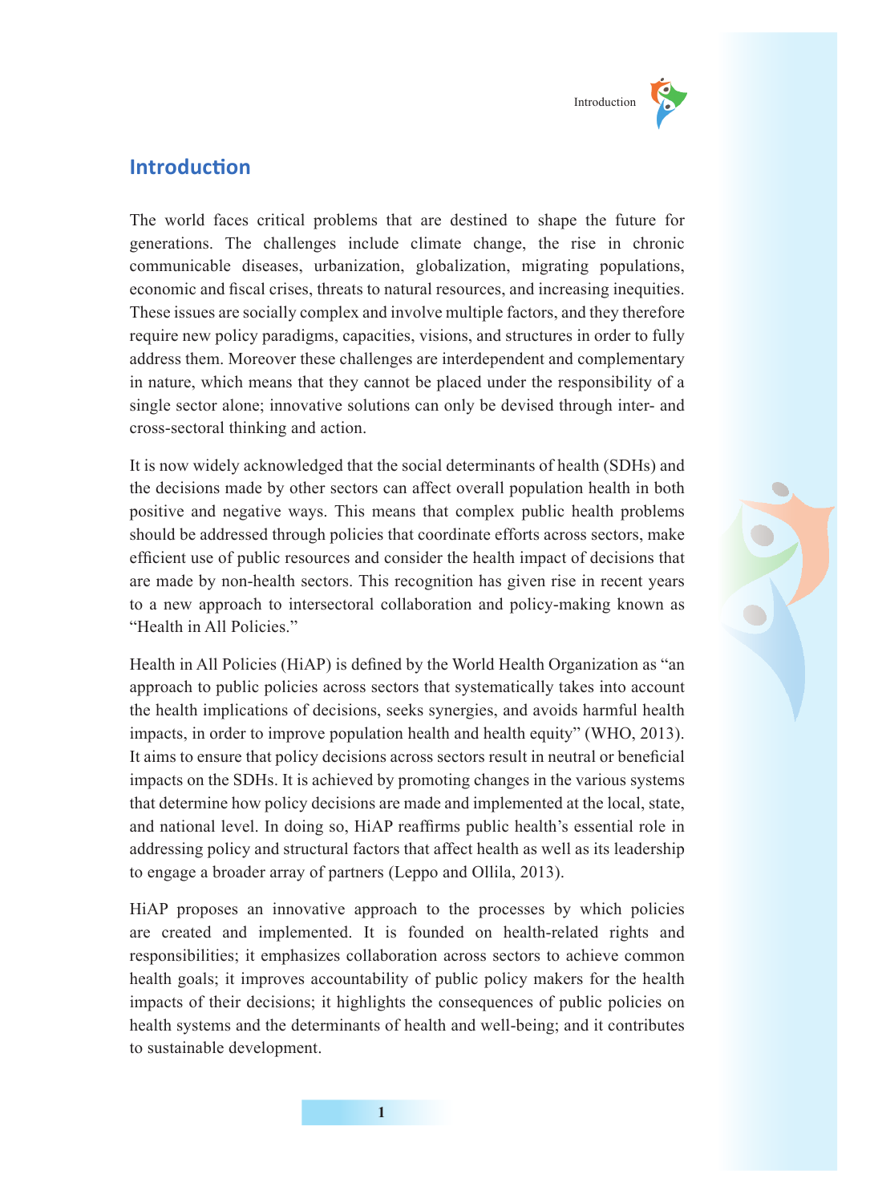# Introduction

The world faces critical problems that are destined to shape the future for generations. The challenges include climate change, the rise in chronic communicable diseases, urbanization, globalization, migrating populations, economic and fiscal crises, threats to natural resources, and increasing inequities. These issues are socially complex and involve multiple factors, and they therefore require new policy paradigms, capacities, visions, and structures in order to fully address them. Moreover these challenges are interdependent and complementary in nature, which means that they cannot be placed under the responsibility of a single sector alone; innovative solutions can only be devised through inter- and cross-sectoral thinking and action.

It is now widely acknowledged that the social determinants of health (SDHs) and the decisions made by other sectors can affect overall population health in both positive and negative ways. This means that complex public health problems should be addressed through policies that coordinate efforts across sectors, make efficient use of public resources and consider the health impact of decisions that are made by non-health sectors. This recognition has given rise in recent years to a new approach to intersectoral collaboration and policy-making known as "Health in All Policies."

Health in All Policies (HiAP) is defined by the World Health Organization as "an approach to public policies across sectors that systematically takes into account the health implications of decisions, seeks synergies, and avoids harmful health impacts, in order to improve population health and health equity" (WHO, 2013). It aims to ensure that policy decisions across sectors result in neutral or beneficial impacts on the SDHs. It is achieved by promoting changes in the various systems that determine how policy decisions are made and implemented at the local, state, and national level. In doing so, HiAP reaffirms public health's essential role in addressing policy and structural factors that affect health as well as its leadership to engage a broader array of partners (Leppo and Ollila, 2013).

HiAP proposes an innovative approach to the processes by which policies are created and implemented. It is founded on health-related rights and responsibilities; it emphasizes collaboration across sectors to achieve common health goals; it improves accountability of public policy makers for the health impacts of their decisions; it highlights the consequences of public policies on health systems and the determinants of health and well-being; and it contributes to sustainable development.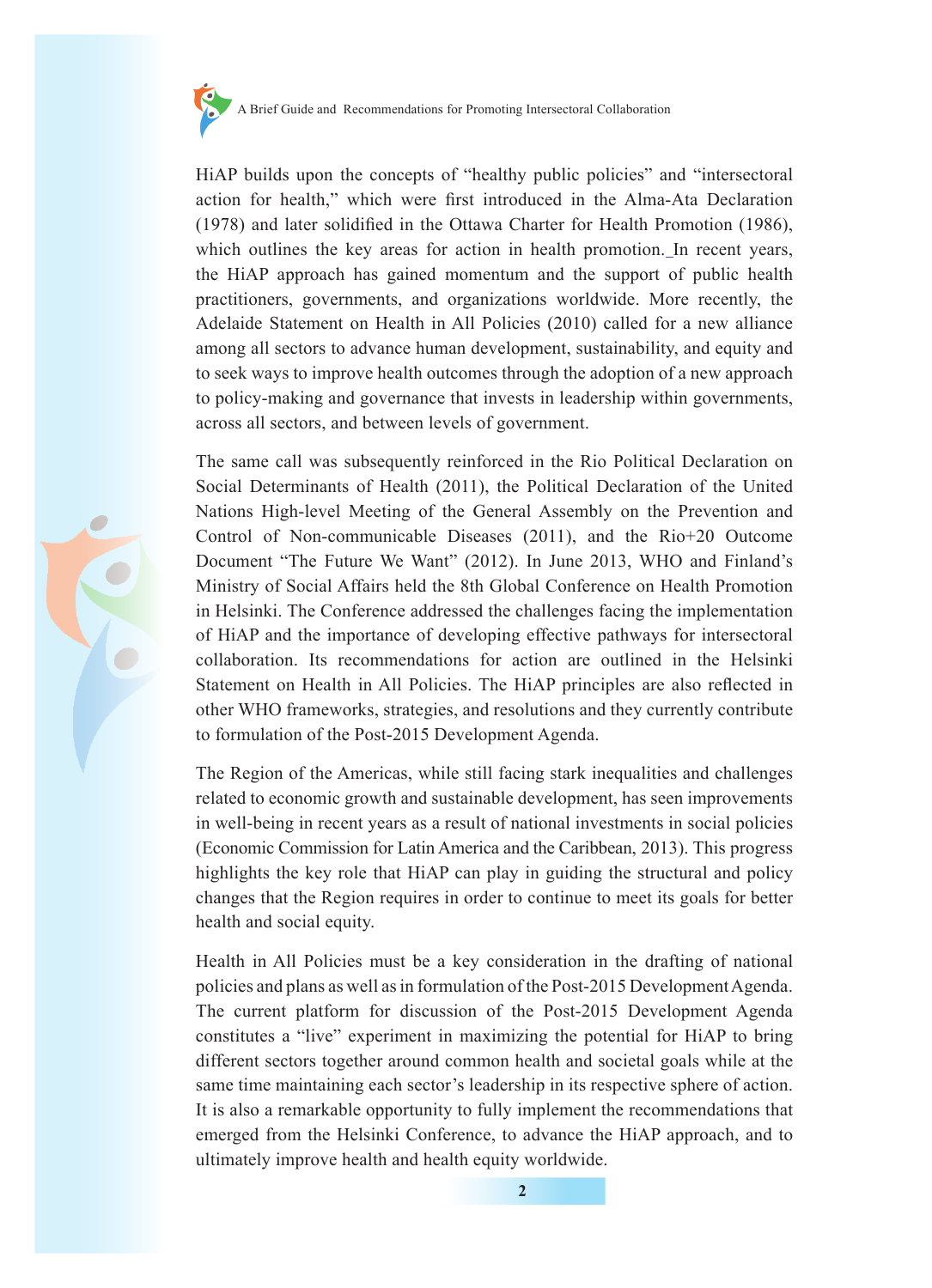HiAP builds upon the concepts of "healthy public policies" and "intersectoral action for health," which were first introduced in the Alma-Ata Declaration (1978) and later solidified in the Ottawa Charter for Health Promotion (1986), which outlines the key areas for action in health promotion. In recent years, the HiAP approach has gained momentum and the support of public health practitioners, governments, and organizations worldwide. More recently, the Adelaide Statement on Health in All Policies (2010) called for a new alliance among all sectors to advance human development, sustainability, and equity and to seek ways to improve health outcomes through the adoption of a new approach to policy-making and governance that invests in leadership within governments, across all sectors, and between levels of government.

The same call was subsequently reinforced in the Rio Political Declaration on Social Determinants of Health (2011), the Political Declaration of the United Nations High-level Meeting of the General Assembly on the Prevention and Control of Non-communicable Diseases (2011), and the Rio+20 Outcome Document "The Future We Want" (2012). In June 2013, WHO and Finland's Ministry of Social Affairs held the 8th Global Conference on Health Promotion in Helsinki. The Conference addressed the challenges facing the implementation of HiAP and the importance of developing effective pathways for intersectoral collaboration. Its recommendations for action are outlined in the Helsinki Statement on Health in All Policies. The HiAP principles are also reflected in other WHO frameworks, strategies, and resolutions and they currently contribute to formulation of the Post-2015 Development Agenda.

The Region of the Americas, while still facing stark inequalities and challenges related to economic growth and sustainable development, has seen improvements in well-being in recent years as a result of national investments in social policies (Economic Commission for Latin America and the Caribbean, 2013). This progress highlights the key role that HiAP can play in guiding the structural and policy changes that the Region requires in order to continue to meet its goals for better health and social equity.

Health in All Policies must be a key consideration in the drafting of national policies and plans as well as in formulation of the Post-2015 Development Agenda. The current platform for discussion of the Post-2015 Development Agenda constitutes a "live" experiment in maximizing the potential for HiAP to bring different sectors together around common health and societal goals while at the same time maintaining each sector's leadership in its respective sphere of action. It is also a remarkable opportunity to fully implement the recommendations that emerged from the Helsinki Conference, to advance the HiAP approach, and to ultimately improve health and health equity worldwide.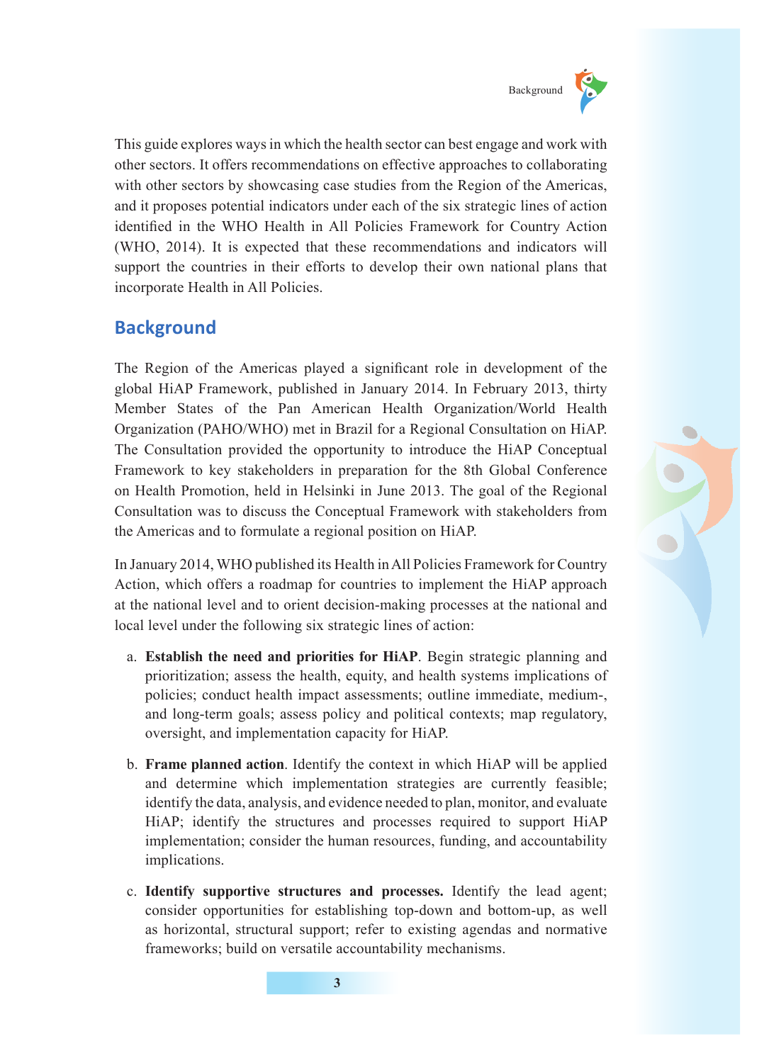This guide explores ways in which the health sector can best engage and work with other sectors. It offers recommendations on effective approaches to collaborating with other sectors by showcasing case studies from the Region of the Americas, and it proposes potential indicators under each of the six strategic lines of action identified in the WHO Health in All Policies Framework for Country Action (WHO, 2014). It is expected that these recommendations and indicators will support the countries in their efforts to develop their own national plans that incorporate Health in All Policies.

## Background

The Region of the Americas played a significant role in development of the global HiAP Framework, published in January 2014. In February 2013, thirty Member States of the Pan American Health Organization/World Health Organization (PAHO/WHO) met in Brazil for a Regional Consultation on HiAP. The Consultation provided the opportunity to introduce the HiAP Conceptual Framework to key stakeholders in preparation for the 8th Global Conference on Health Promotion, held in Helsinki in June 2013. The goal of the Regional Consultation was to discuss the Conceptual Framework with stakeholders from the Americas and to formulate a regional position on HiAP.

In January 2014, WHO published its Health in All Policies Framework for Country Action, which offers a roadmap for countries to implement the HiAP approach at the national level and to orient decision-making processes at the national and local level under the following six strategic lines of action:

a. **Establish the need and priorities for HiAP**. Begin strategic planning and prioritization; assess the health, equity, and health systems implications of policies; conduct health impact assessments; outline immediate, medium-, and long-term goals; assess policy and political contexts; map regulatory, oversight, and implementation capacity for HiAP.

b. **Frame planned action**. Identify the context in which HiAP will be applied and determine which implementation strategies are currently feasible; identify the data, analysis, and evidence needed to plan, monitor, and evaluate HiAP; identify the structures and processes required to support HiAP implementation; consider the human resources, funding, and accountability implications.

c. **Identify supportive structures and processes.** Identify the lead agent; consider opportunities for establishing top-down and bottom-up, as well as horizontal, structural support; refer to existing agendas and normative frameworks; build on versatile accountability mechanisms.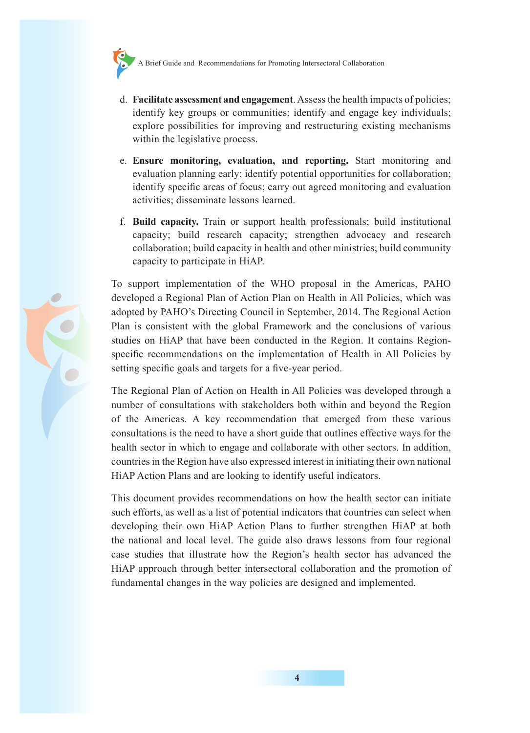d. **Facilitate assessment and engagement**. Assess the health impacts of policies; identify key groups or communities; identify and engage key individuals; explore possibilities for improving and restructuring existing mechanisms within the legislative process.

e. **Ensure monitoring, evaluation, and reporting.** Start monitoring and evaluation planning early; identify potential opportunities for collaboration; identify specific areas of focus; carry out agreed monitoring and evaluation activities; disseminate lessons learned.

f. **Build capacity.** Train or support health professionals; build institutional capacity; build research capacity; strengthen advocacy and research collaboration; build capacity in health and other ministries; build community capacity to participate in HiAP.

To support implementation of the WHO proposal in the Americas, PAHO developed a Regional Plan of Action Plan on Health in All Policies, which was adopted by PAHO's Directing Council in September, 2014. The Regional Action Plan is consistent with the global Framework and the conclusions of various studies on HiAP that have been conducted in the Region. It contains Region-specific recommendations on the implementation of Health in All Policies by setting specific goals and targets for a five-year period.

The Regional Plan of Action on Health in All Policies was developed through a number of consultations with stakeholders both within and beyond the Region of the Americas. A key recommendation that emerged from these various consultations is the need to have a short guide that outlines effective ways for the health sector in which to engage and collaborate with other sectors. In addition, countries in the Region have also expressed interest in initiating their own national HiAP Action Plans and are looking to identify useful indicators.

This document provides recommendations on how the health sector can initiate such efforts, as well as a list of potential indicators that countries can select when developing their own HiAP Action Plans to further strengthen HiAP at both the national and local level. The guide also draws lessons from four regional case studies that illustrate how the Region's health sector has advanced the HiAP approach through better intersectoral collaboration and the promotion of fundamental changes in the way policies are designed and implemented.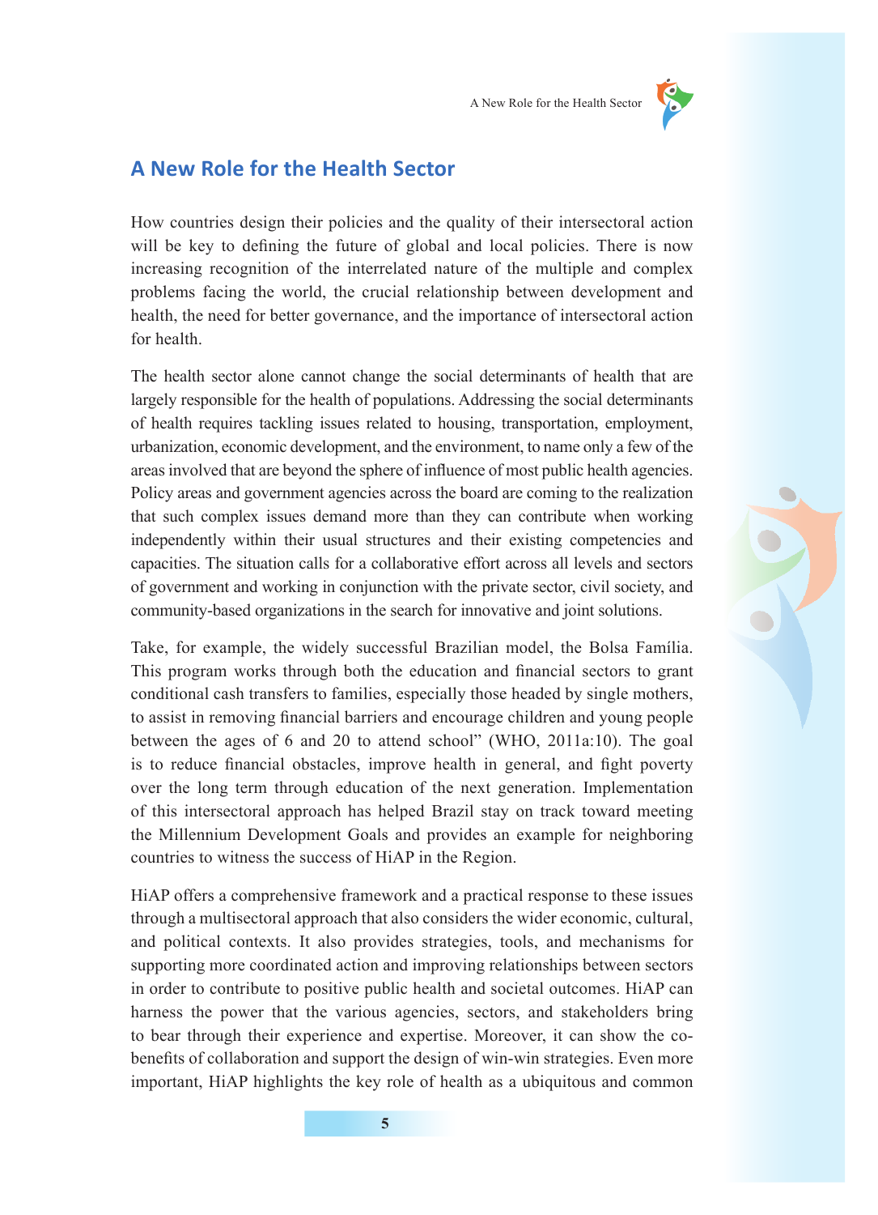## A New Role for the Health Sector

How countries design their policies and the quality of their intersectoral action will be key to defining the future of global and local policies. There is now increasing recognition of the interrelated nature of the multiple and complex problems facing the world, the crucial relationship between development and health, the need for better governance, and the importance of intersectoral action for health.

The health sector alone cannot change the social determinants of health that are largely responsible for the health of populations. Addressing the social determinants of health requires tackling issues related to housing, transportation, employment, urbanization, economic development, and the environment, to name only a few of the areas involved that are beyond the sphere of influence of most public health agencies. Policy areas and government agencies across the board are coming to the realization that such complex issues demand more than they can contribute when working independently within their usual structures and their existing competencies and capacities. The situation calls for a collaborative effort across all levels and sectors of government and working in conjunction with the private sector, civil society, and community-based organizations in the search for innovative and joint solutions.

Take, for example, the widely successful Brazilian model, the Bolsa Família. This program works through both the education and financial sectors to grant conditional cash transfers to families, especially those headed by single mothers, to assist in removing financial barriers and encourage children and young people between the ages of 6 and 20 to attend school" (WHO, 2011a:10). The goal is to reduce financial obstacles, improve health in general, and fight poverty over the long term through education of the next generation. Implementation of this intersectoral approach has helped Brazil stay on track toward meeting the Millennium Development Goals and provides an example for neighboring countries to witness the success of HiAP in the Region.

HiAP offers a comprehensive framework and a practical response to these issues through a multisectoral approach that also considers the wider economic, cultural, and political contexts. It also provides strategies, tools, and mechanisms for supporting more coordinated action and improving relationships between sectors in order to contribute to positive public health and societal outcomes. HiAP can harness the power that the various agencies, sectors, and stakeholders bring to bear through their experience and expertise. Moreover, it can show the co-benefits of collaboration and support the design of win-win strategies. Even more important, HiAP highlights the key role of health as a ubiquitous and common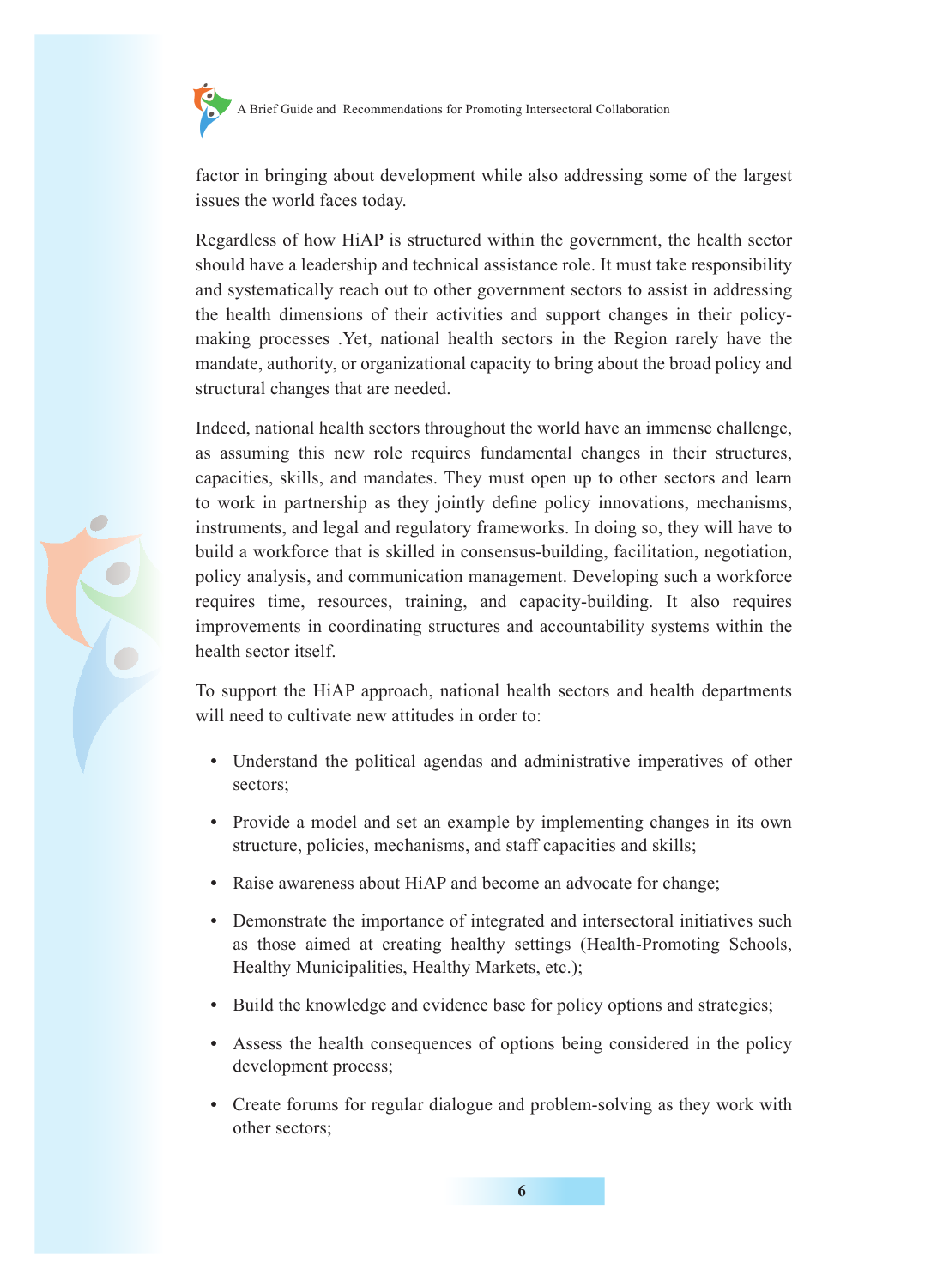factor in bringing about development while also addressing some of the largest issues the world faces today.

Regardless of how HiAP is structured within the government, the health sector should have a leadership and technical assistance role. It must take responsibility and systematically reach out to other government sectors to assist in addressing the health dimensions of their activities and support changes in their policy-making processes .Yet, national health sectors in the Region rarely have the mandate, authority, or organizational capacity to bring about the broad policy and structural changes that are needed.

Indeed, national health sectors throughout the world have an immense challenge, as assuming this new role requires fundamental changes in their structures, capacities, skills, and mandates. They must open up to other sectors and learn to work in partnership as they jointly define policy innovations, mechanisms, instruments, and legal and regulatory frameworks. In doing so, they will have to build a workforce that is skilled in consensus-building, facilitation, negotiation, policy analysis, and communication management. Developing such a workforce requires time, resources, training, and capacity-building. It also requires improvements in coordinating structures and accountability systems within the health sector itself.

To support the HiAP approach, national health sectors and health departments will need to cultivate new attitudes in order to:

- Understand the political agendas and administrative imperatives of other sectors;
- Provide a model and set an example by implementing changes in its own structure, policies, mechanisms, and staff capacities and skills;
- Raise awareness about HiAP and become an advocate for change;
- Demonstrate the importance of integrated and intersectoral initiatives such as those aimed at creating healthy settings (Health-Promoting Schools, Healthy Municipalities, Healthy Markets, etc.);
- Build the knowledge and evidence base for policy options and strategies;
- Assess the health consequences of options being considered in the policy development process;
- Create forums for regular dialogue and problem-solving as they work with other sectors;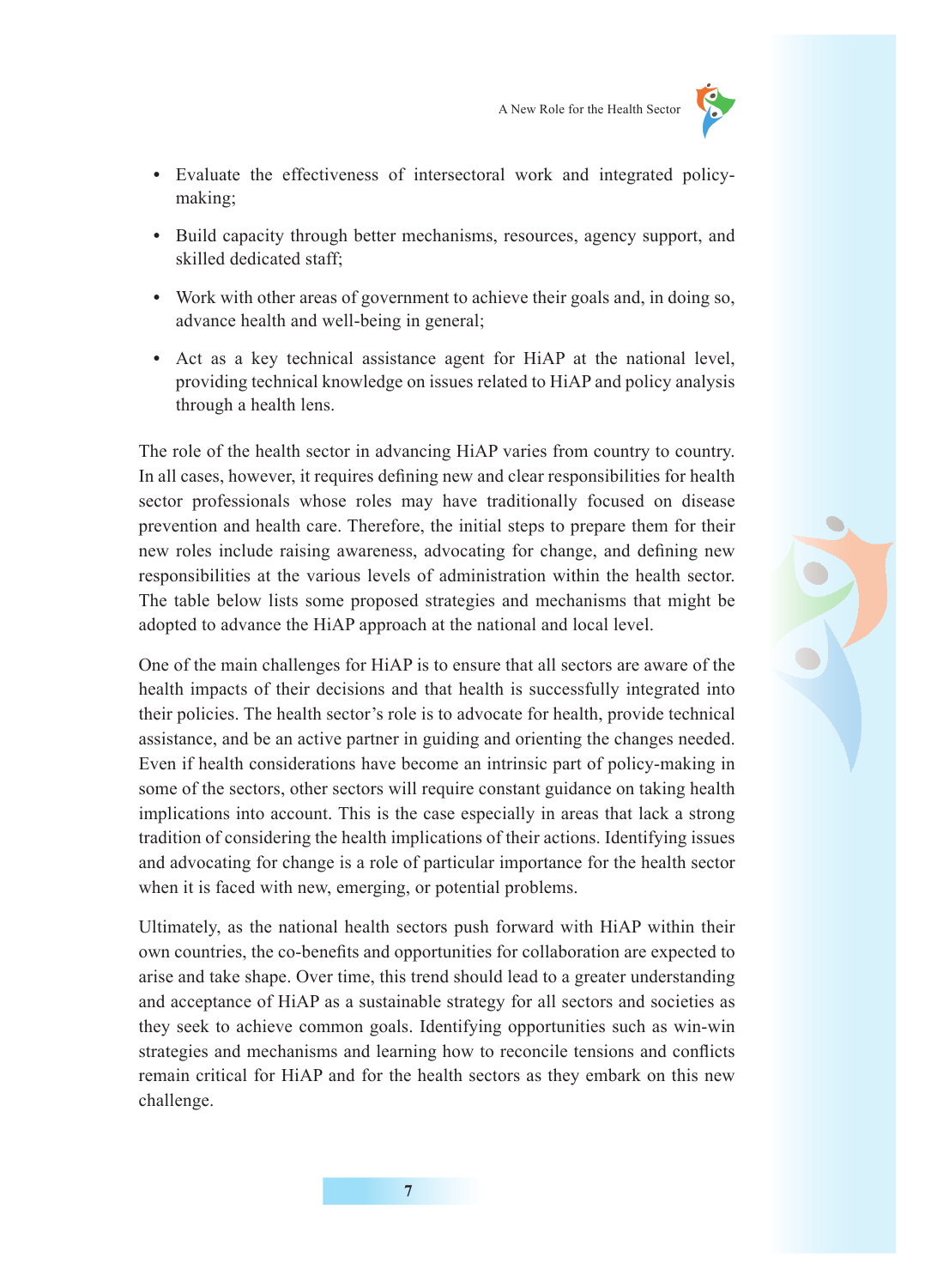- Evaluate the effectiveness of intersectoral work and integrated policy-making;
- Build capacity through better mechanisms, resources, agency support, and skilled dedicated staff;
- Work with other areas of government to achieve their goals and, in doing so, advance health and well-being in general;
- Act as a key technical assistance agent for HiAP at the national level, providing technical knowledge on issues related to HiAP and policy analysis through a health lens.

The role of the health sector in advancing HiAP varies from country to country. In all cases, however, it requires defining new and clear responsibilities for health sector professionals whose roles may have traditionally focused on disease prevention and health care. Therefore, the initial steps to prepare them for their new roles include raising awareness, advocating for change, and defining new responsibilities at the various levels of administration within the health sector. The table below lists some proposed strategies and mechanisms that might be adopted to advance the HiAP approach at the national and local level.

One of the main challenges for HiAP is to ensure that all sectors are aware of the health impacts of their decisions and that health is successfully integrated into their policies. The health sector's role is to advocate for health, provide technical assistance, and be an active partner in guiding and orienting the changes needed. Even if health considerations have become an intrinsic part of policy-making in some of the sectors, other sectors will require constant guidance on taking health implications into account. This is the case especially in areas that lack a strong tradition of considering the health implications of their actions. Identifying issues and advocating for change is a role of particular importance for the health sector when it is faced with new, emerging, or potential problems.

Ultimately, as the national health sectors push forward with HiAP within their own countries, the co-benefits and opportunities for collaboration are expected to arise and take shape. Over time, this trend should lead to a greater understanding and acceptance of HiAP as a sustainable strategy for all sectors and societies as they seek to achieve common goals. Identifying opportunities such as win-win strategies and mechanisms and learning how to reconcile tensions and conflicts remain critical for HiAP and for the health sectors as they embark on this new challenge.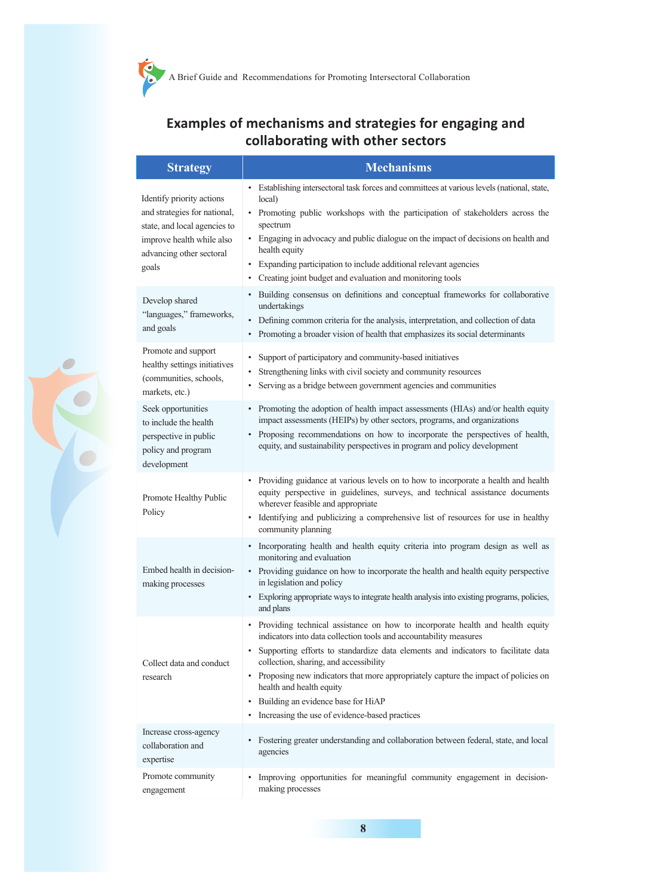## Examples of mechanisms and strategies for engaging and collaborating with other sectors

| Strategy | Mechanisms |
|---|---|
| Identify priority actions and strategies for national, state, and local agencies to improve health while also advancing other sectoral goals | • Establishing intersectoral task forces and committees at various levels (national, state, local)<br>• Promoting public workshops with the participation of stakeholders across the spectrum<br>• Engaging in advocacy and public dialogue on the impact of decisions on health and health equity<br>• Expanding participation to include additional relevant agencies<br>• Creating joint budget and evaluation and monitoring tools |
| Develop shared "languages," frameworks, and goals | • Building consensus on definitions and conceptual frameworks for collaborative undertakings<br>• Defining common criteria for the analysis, interpretation, and collection of data<br>• Promoting a broader vision of health that emphasizes its social determinants |
| Promote and support healthy settings initiatives (communities, schools, markets, etc.) | • Support of participatory and community-based initiatives<br>• Strengthening links with civil society and community resources<br>• Serving as a bridge between government agencies and communities |
| Seek opportunities to include the health perspective in public policy and program development | • Promoting the adoption of health impact assessments (HIAs) and/or health equity impact assessments (HEIPs) by other sectors, programs, and organizations<br>• Proposing recommendations on how to incorporate the perspectives of health, equity, and sustainability perspectives in program and policy development |
| Promote Healthy Public Policy | • Providing guidance at various levels on to how to incorporate a health and health equity perspective in guidelines, surveys, and technical assistance documents wherever feasible and appropriate<br>• Identifying and publicizing a comprehensive list of resources for use in healthy community planning |
| Embed health in decision-making processes | • Incorporating health and health equity criteria into program design as well as monitoring and evaluation<br>• Providing guidance on how to incorporate the health and health equity perspective in legislation and policy<br>• Exploring appropriate ways to integrate health analysis into existing programs, policies, and plans |
| Collect data and conduct research | • Providing technical assistance on how to incorporate health and health equity indicators into data collection tools and accountability measures<br>• Supporting efforts to standardize data elements and indicators to facilitate data collection, sharing, and accessibility<br>• Proposing new indicators that more appropriately capture the impact of policies on health and health equity<br>• Building an evidence base for HiAP<br>• Increasing the use of evidence-based practices |
| Increase cross-agency collaboration and expertise | • Fostering greater understanding and collaboration between federal, state, and local agencies |
| Promote community engagement | • Improving opportunities for meaningful community engagement in decision-making processes |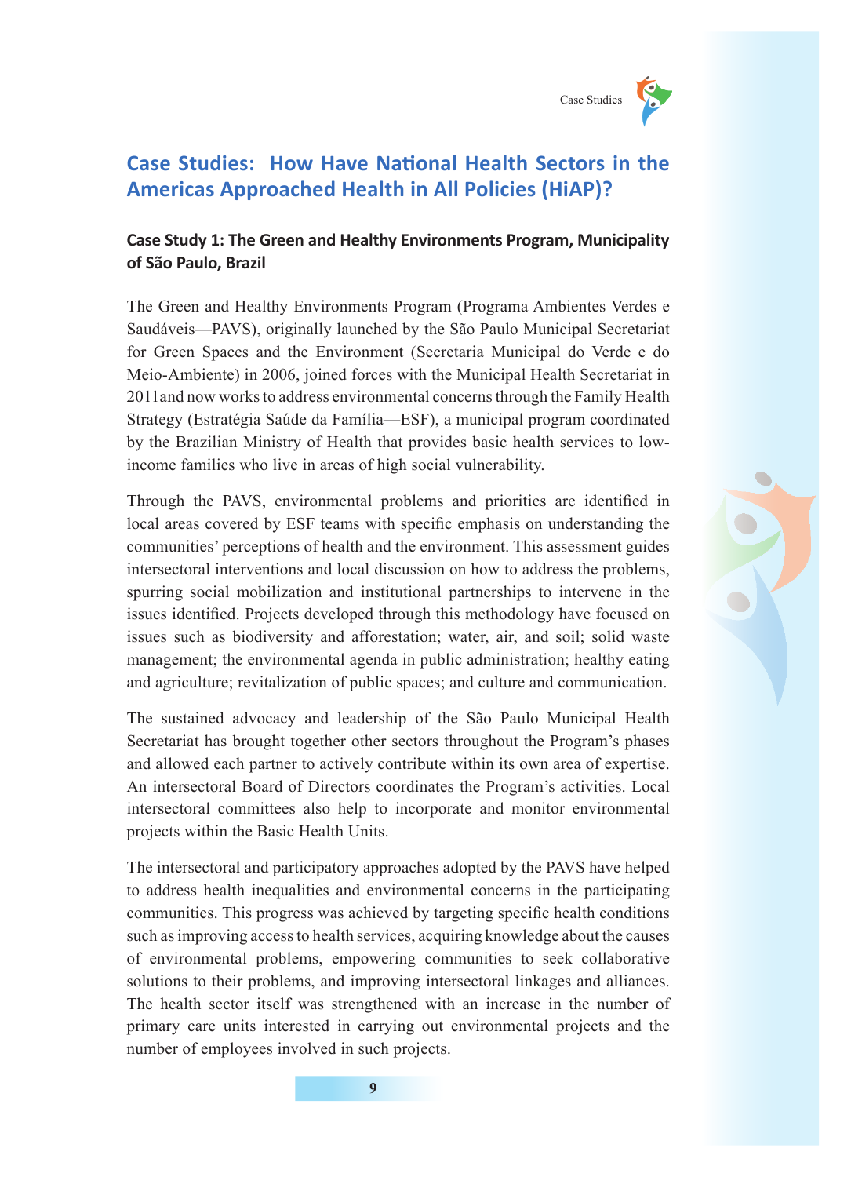# Case Studies: How Have National Health Sectors in the Americas Approached Health in All Policies (HiAP)?

## Case Study 1: The Green and Healthy Environments Program, Municipality of São Paulo, Brazil

The Green and Healthy Environments Program (Programa Ambientes Verdes e Saudáveis—PAVS), originally launched by the São Paulo Municipal Secretariat for Green Spaces and the Environment (Secretaria Municipal do Verde e do Meio-Ambiente) in 2006, joined forces with the Municipal Health Secretariat in 2011and now works to address environmental concerns through the Family Health Strategy (Estratégia Saúde da Família—ESF), a municipal program coordinated by the Brazilian Ministry of Health that provides basic health services to low-income families who live in areas of high social vulnerability.

Through the PAVS, environmental problems and priorities are identified in local areas covered by ESF teams with specific emphasis on understanding the communities' perceptions of health and the environment. This assessment guides intersectoral interventions and local discussion on how to address the problems, spurring social mobilization and institutional partnerships to intervene in the issues identified. Projects developed through this methodology have focused on issues such as biodiversity and afforestation; water, air, and soil; solid waste management; the environmental agenda in public administration; healthy eating and agriculture; revitalization of public spaces; and culture and communication.

The sustained advocacy and leadership of the São Paulo Municipal Health Secretariat has brought together other sectors throughout the Program's phases and allowed each partner to actively contribute within its own area of expertise. An intersectoral Board of Directors coordinates the Program's activities. Local intersectoral committees also help to incorporate and monitor environmental projects within the Basic Health Units.

The intersectoral and participatory approaches adopted by the PAVS have helped to address health inequalities and environmental concerns in the participating communities. This progress was achieved by targeting specific health conditions such as improving access to health services, acquiring knowledge about the causes of environmental problems, empowering communities to seek collaborative solutions to their problems, and improving intersectoral linkages and alliances. The health sector itself was strengthened with an increase in the number of primary care units interested in carrying out environmental projects and the number of employees involved in such projects.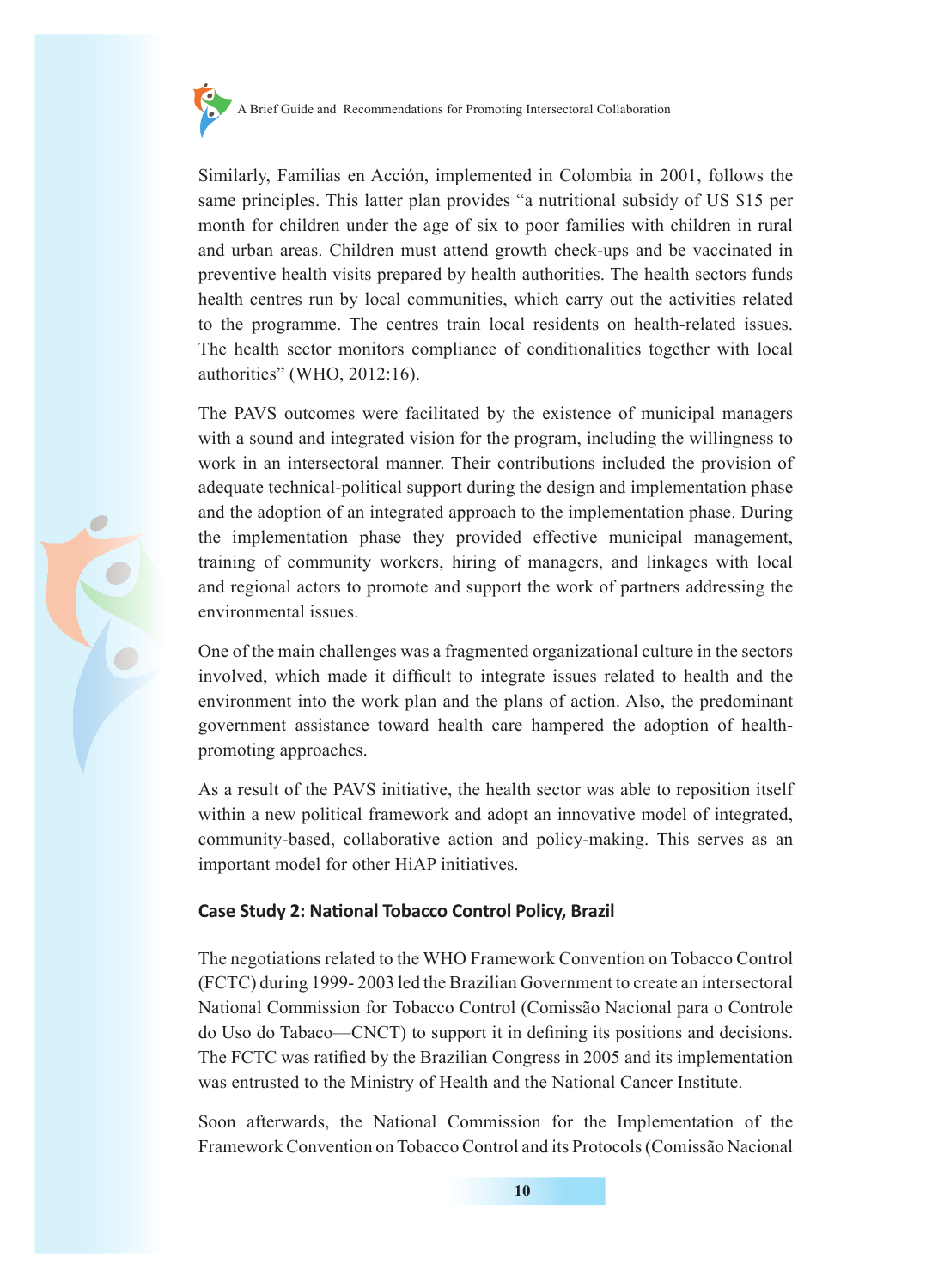Similarly, Familias en Acción, implemented in Colombia in 2001, follows the same principles. This latter plan provides "a nutritional subsidy of US $15 per month for children under the age of six to poor families with children in rural and urban areas. Children must attend growth check-ups and be vaccinated in preventive health visits prepared by health authorities. The health sectors funds health centres run by local communities, which carry out the activities related to the programme. The centres train local residents on health-related issues. The health sector monitors compliance of conditionalities together with local authorities" (WHO, 2012:16).

The PAVS outcomes were facilitated by the existence of municipal managers with a sound and integrated vision for the program, including the willingness to work in an intersectoral manner. Their contributions included the provision of adequate technical-political support during the design and implementation phase and the adoption of an integrated approach to the implementation phase. During the implementation phase they provided effective municipal management, training of community workers, hiring of managers, and linkages with local and regional actors to promote and support the work of partners addressing the environmental issues.

One of the main challenges was a fragmented organizational culture in the sectors involved, which made it difficult to integrate issues related to health and the environment into the work plan and the plans of action. Also, the predominant government assistance toward health care hampered the adoption of health-promoting approaches.

As a result of the PAVS initiative, the health sector was able to reposition itself within a new political framework and adopt an innovative model of integrated, community-based, collaborative action and policy-making. This serves as an important model for other HiAP initiatives.

### Case Study 2: National Tobacco Control Policy, Brazil

The negotiations related to the WHO Framework Convention on Tobacco Control (FCTC) during 1999- 2003 led the Brazilian Government to create an intersectoral National Commission for Tobacco Control (Comissão Nacional para o Controle do Uso do Tabaco—CNCT) to support it in defining its positions and decisions. The FCTC was ratified by the Brazilian Congress in 2005 and its implementation was entrusted to the Ministry of Health and the National Cancer Institute.

Soon afterwards, the National Commission for the Implementation of the Framework Convention on Tobacco Control and its Protocols (Comissão Nacional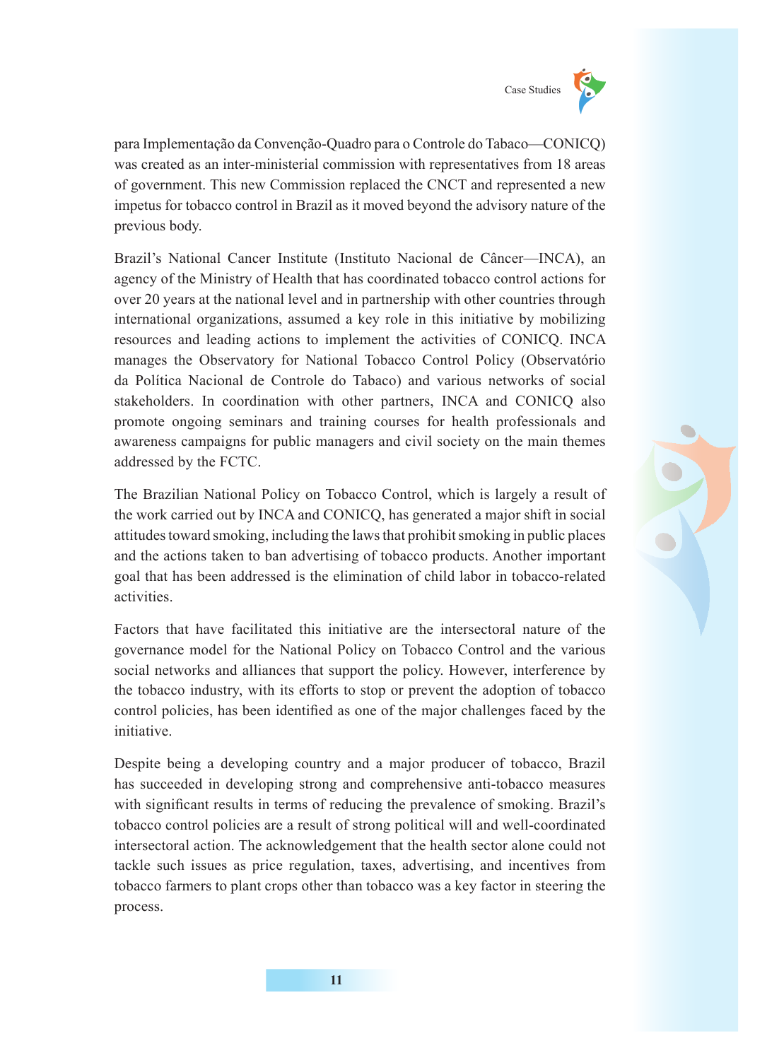para Implementação da Convenção-Quadro para o Controle do Tabaco—CONICQ) was created as an inter-ministerial commission with representatives from 18 areas of government. This new Commission replaced the CNCT and represented a new impetus for tobacco control in Brazil as it moved beyond the advisory nature of the previous body.

Brazil's National Cancer Institute (Instituto Nacional de Câncer—INCA), an agency of the Ministry of Health that has coordinated tobacco control actions for over 20 years at the national level and in partnership with other countries through international organizations, assumed a key role in this initiative by mobilizing resources and leading actions to implement the activities of CONICQ. INCA manages the Observatory for National Tobacco Control Policy (Observatório da Política Nacional de Controle do Tabaco) and various networks of social stakeholders. In coordination with other partners, INCA and CONICQ also promote ongoing seminars and training courses for health professionals and awareness campaigns for public managers and civil society on the main themes addressed by the FCTC.

The Brazilian National Policy on Tobacco Control, which is largely a result of the work carried out by INCA and CONICQ, has generated a major shift in social attitudes toward smoking, including the laws that prohibit smoking in public places and the actions taken to ban advertising of tobacco products. Another important goal that has been addressed is the elimination of child labor in tobacco-related activities.

Factors that have facilitated this initiative are the intersectoral nature of the governance model for the National Policy on Tobacco Control and the various social networks and alliances that support the policy. However, interference by the tobacco industry, with its efforts to stop or prevent the adoption of tobacco control policies, has been identified as one of the major challenges faced by the initiative.

Despite being a developing country and a major producer of tobacco, Brazil has succeeded in developing strong and comprehensive anti-tobacco measures with significant results in terms of reducing the prevalence of smoking. Brazil's tobacco control policies are a result of strong political will and well-coordinated intersectoral action. The acknowledgement that the health sector alone could not tackle such issues as price regulation, taxes, advertising, and incentives from tobacco farmers to plant crops other than tobacco was a key factor in steering the process.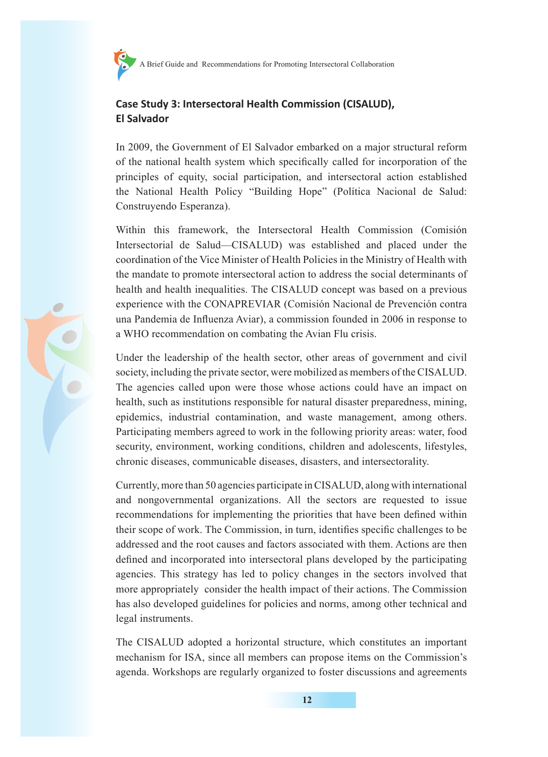## Case Study 3: Intersectoral Health Commission (CISALUD), El Salvador

In 2009, the Government of El Salvador embarked on a major structural reform of the national health system which specifically called for incorporation of the principles of equity, social participation, and intersectoral action established the National Health Policy "Building Hope" (Política Nacional de Salud: Construyendo Esperanza).

Within this framework, the Intersectoral Health Commission (Comisión Intersectorial de Salud—CISALUD) was established and placed under the coordination of the Vice Minister of Health Policies in the Ministry of Health with the mandate to promote intersectoral action to address the social determinants of health and health inequalities. The CISALUD concept was based on a previous experience with the CONAPREVIAR (Comisión Nacional de Prevención contra una Pandemia de Influenza Aviar), a commission founded in 2006 in response to a WHO recommendation on combating the Avian Flu crisis.

Under the leadership of the health sector, other areas of government and civil society, including the private sector, were mobilized as members of the CISALUD. The agencies called upon were those whose actions could have an impact on health, such as institutions responsible for natural disaster preparedness, mining, epidemics, industrial contamination, and waste management, among others. Participating members agreed to work in the following priority areas: water, food security, environment, working conditions, children and adolescents, lifestyles, chronic diseases, communicable diseases, disasters, and intersectorality.

Currently, more than 50 agencies participate in CISALUD, along with international and nongovernmental organizations. All the sectors are requested to issue recommendations for implementing the priorities that have been defined within their scope of work. The Commission, in turn, identifies specific challenges to be addressed and the root causes and factors associated with them. Actions are then defined and incorporated into intersectoral plans developed by the participating agencies. This strategy has led to policy changes in the sectors involved that more appropriately consider the health impact of their actions. The Commission has also developed guidelines for policies and norms, among other technical and legal instruments.

The CISALUD adopted a horizontal structure, which constitutes an important mechanism for ISA, since all members can propose items on the Commission's agenda. Workshops are regularly organized to foster discussions and agreements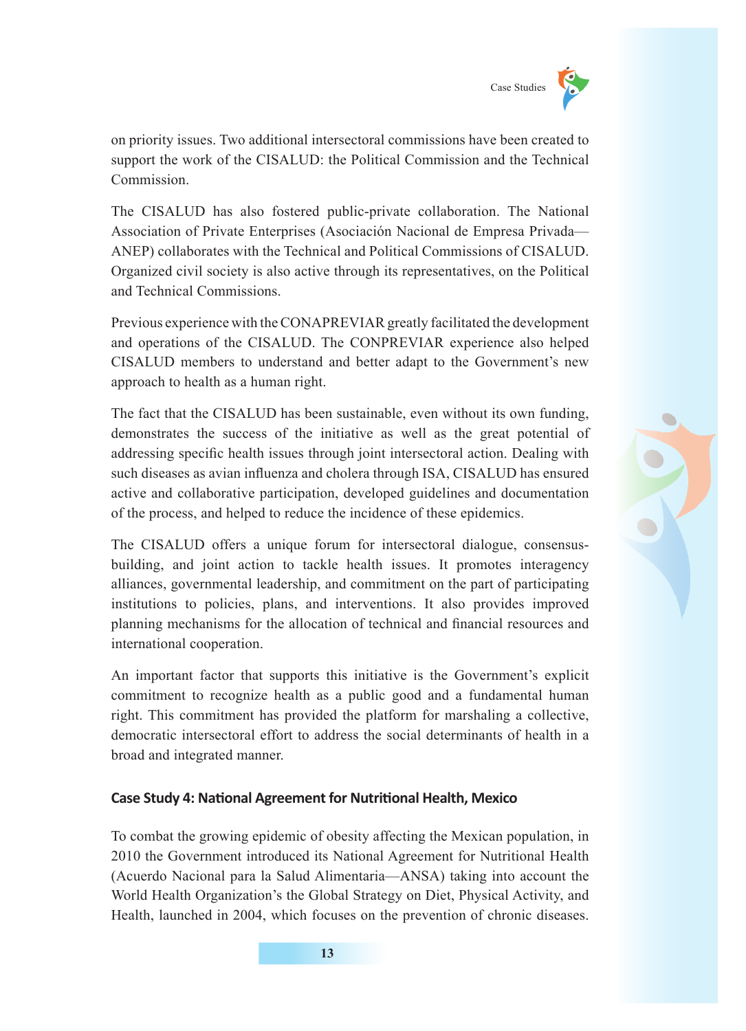on priority issues. Two additional intersectoral commissions have been created to support the work of the CISALUD: the Political Commission and the Technical Commission.

The CISALUD has also fostered public-private collaboration. The National Association of Private Enterprises (Asociación Nacional de Empresa Privada—ANEP) collaborates with the Technical and Political Commissions of CISALUD. Organized civil society is also active through its representatives, on the Political and Technical Commissions.

Previous experience with the CONAPREVIAR greatly facilitated the development and operations of the CISALUD. The CONPREVIAR experience also helped CISALUD members to understand and better adapt to the Government's new approach to health as a human right.

The fact that the CISALUD has been sustainable, even without its own funding, demonstrates the success of the initiative as well as the great potential of addressing specific health issues through joint intersectoral action. Dealing with such diseases as avian influenza and cholera through ISA, CISALUD has ensured active and collaborative participation, developed guidelines and documentation of the process, and helped to reduce the incidence of these epidemics.

The CISALUD offers a unique forum for intersectoral dialogue, consensus-building, and joint action to tackle health issues. It promotes interagency alliances, governmental leadership, and commitment on the part of participating institutions to policies, plans, and interventions. It also provides improved planning mechanisms for the allocation of technical and financial resources and international cooperation.

An important factor that supports this initiative is the Government's explicit commitment to recognize health as a public good and a fundamental human right. This commitment has provided the platform for marshaling a collective, democratic intersectoral effort to address the social determinants of health in a broad and integrated manner.

### Case Study 4: National Agreement for Nutritional Health, Mexico

To combat the growing epidemic of obesity affecting the Mexican population, in 2010 the Government introduced its National Agreement for Nutritional Health (Acuerdo Nacional para la Salud Alimentaria—ANSA) taking into account the World Health Organization's the Global Strategy on Diet, Physical Activity, and Health, launched in 2004, which focuses on the prevention of chronic diseases.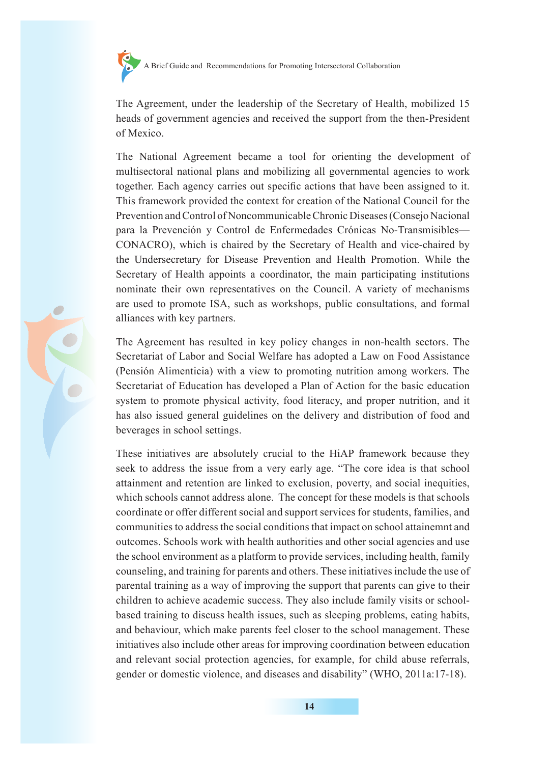The Agreement, under the leadership of the Secretary of Health, mobilized 15 heads of government agencies and received the support from the then-President of Mexico.

The National Agreement became a tool for orienting the development of multisectoral national plans and mobilizing all governmental agencies to work together. Each agency carries out specific actions that have been assigned to it. This framework provided the context for creation of the National Council for the Prevention and Control of Noncommunicable Chronic Diseases (Consejo Nacional para la Prevención y Control de Enfermedades Crónicas No-Transmisibles—CONACRO), which is chaired by the Secretary of Health and vice-chaired by the Undersecretary for Disease Prevention and Health Promotion. While the Secretary of Health appoints a coordinator, the main participating institutions nominate their own representatives on the Council. A variety of mechanisms are used to promote ISA, such as workshops, public consultations, and formal alliances with key partners.

The Agreement has resulted in key policy changes in non-health sectors. The Secretariat of Labor and Social Welfare has adopted a Law on Food Assistance (Pensión Alimenticia) with a view to promoting nutrition among workers. The Secretariat of Education has developed a Plan of Action for the basic education system to promote physical activity, food literacy, and proper nutrition, and it has also issued general guidelines on the delivery and distribution of food and beverages in school settings.

These initiatives are absolutely crucial to the HiAP framework because they seek to address the issue from a very early age. "The core idea is that school attainment and retention are linked to exclusion, poverty, and social inequities, which schools cannot address alone. The concept for these models is that schools coordinate or offer different social and support services for students, families, and communities to address the social conditions that impact on school attaienmnt and outcomes. Schools work with health authorities and other social agencies and use the school environment as a platform to provide services, including health, family counseling, and training for parents and others. These initiatives include the use of parental training as a way of improving the support that parents can give to their children to achieve academic success. They also include family visits or school-based training to discuss health issues, such as sleeping problems, eating habits, and behaviour, which make parents feel closer to the school management. These initiatives also include other areas for improving coordination between education and relevant social protection agencies, for example, for child abuse referrals, gender or domestic violence, and diseases and disability" (WHO, 2011a:17-18).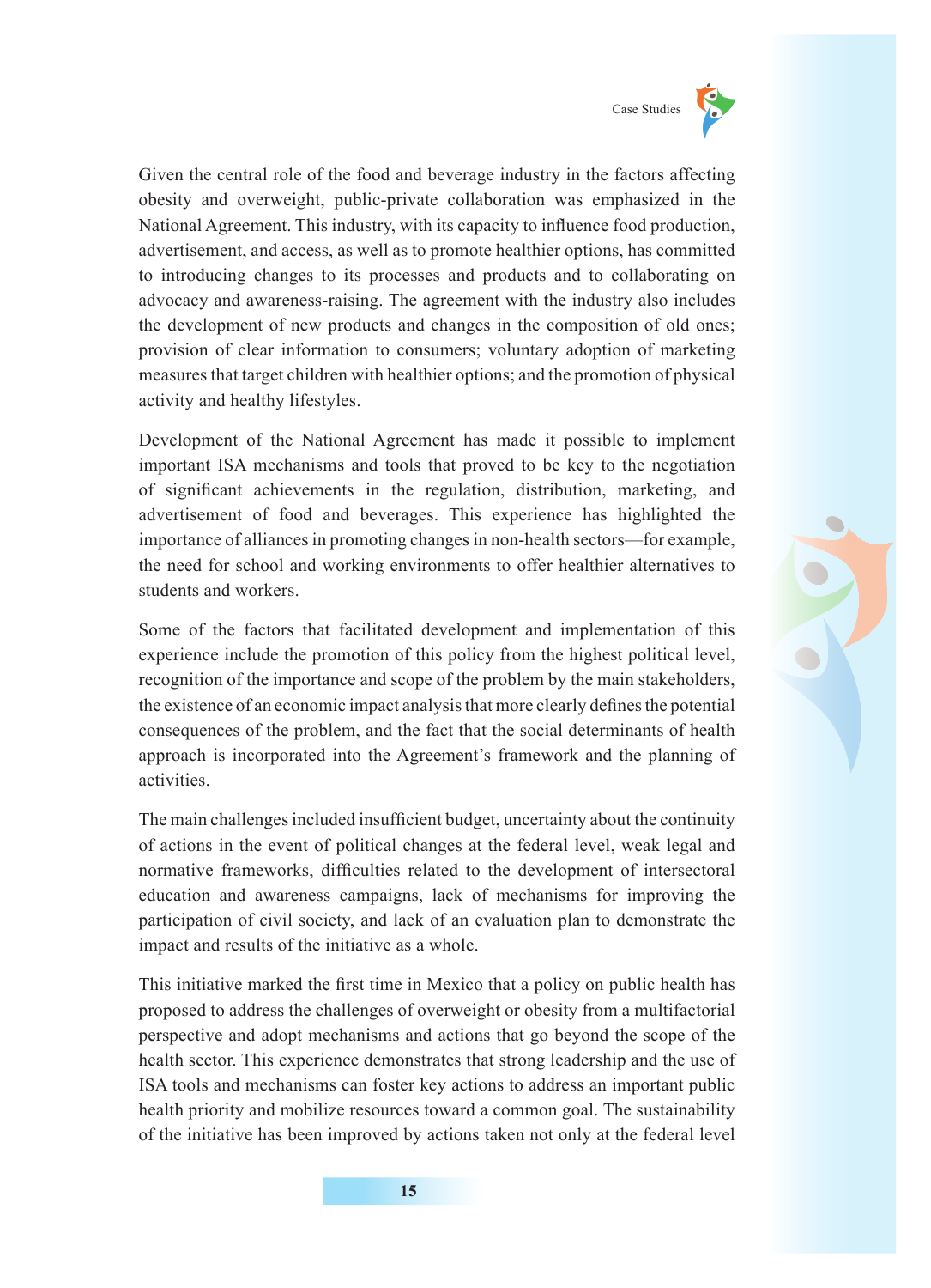Given the central role of the food and beverage industry in the factors affecting obesity and overweight, public-private collaboration was emphasized in the National Agreement. This industry, with its capacity to influence food production, advertisement, and access, as well as to promote healthier options, has committed to introducing changes to its processes and products and to collaborating on advocacy and awareness-raising. The agreement with the industry also includes the development of new products and changes in the composition of old ones; provision of clear information to consumers; voluntary adoption of marketing measures that target children with healthier options; and the promotion of physical activity and healthy lifestyles.

Development of the National Agreement has made it possible to implement important ISA mechanisms and tools that proved to be key to the negotiation of significant achievements in the regulation, distribution, marketing, and advertisement of food and beverages. This experience has highlighted the importance of alliances in promoting changes in non-health sectors—for example, the need for school and working environments to offer healthier alternatives to students and workers.

Some of the factors that facilitated development and implementation of this experience include the promotion of this policy from the highest political level, recognition of the importance and scope of the problem by the main stakeholders, the existence of an economic impact analysis that more clearly defines the potential consequences of the problem, and the fact that the social determinants of health approach is incorporated into the Agreement's framework and the planning of activities.

The main challenges included insufficient budget, uncertainty about the continuity of actions in the event of political changes at the federal level, weak legal and normative frameworks, difficulties related to the development of intersectoral education and awareness campaigns, lack of mechanisms for improving the participation of civil society, and lack of an evaluation plan to demonstrate the impact and results of the initiative as a whole.

This initiative marked the first time in Mexico that a policy on public health has proposed to address the challenges of overweight or obesity from a multifactorial perspective and adopt mechanisms and actions that go beyond the scope of the health sector. This experience demonstrates that strong leadership and the use of ISA tools and mechanisms can foster key actions to address an important public health priority and mobilize resources toward a common goal. The sustainability of the initiative has been improved by actions taken not only at the federal level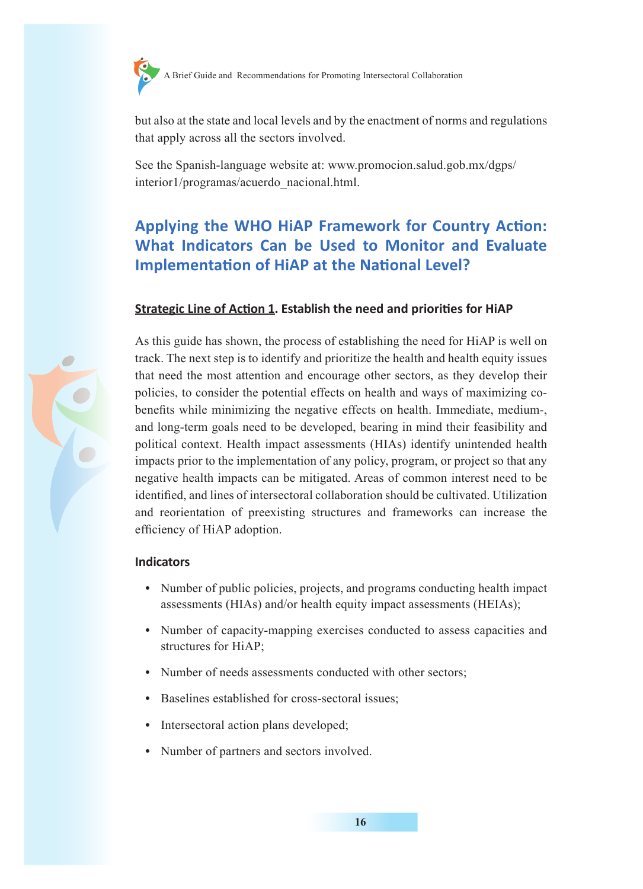but also at the state and local levels and by the enactment of norms and regulations that apply across all the sectors involved.

See the Spanish-language website at: www.promocion.salud.gob.mx/dgps/interior1/programas/acuerdo_nacional.html.

## Applying the WHO HiAP Framework for Country Action: What Indicators Can be Used to Monitor and Evaluate Implementation of HiAP at the National Level?

### Strategic Line of Action 1. Establish the need and priorities for HiAP

As this guide has shown, the process of establishing the need for HiAP is well on track. The next step is to identify and prioritize the health and health equity issues that need the most attention and encourage other sectors, as they develop their policies, to consider the potential effects on health and ways of maximizing co-benefits while minimizing the negative effects on health. Immediate, medium-, and long-term goals need to be developed, bearing in mind their feasibility and political context. Health impact assessments (HIAs) identify unintended health impacts prior to the implementation of any policy, program, or project so that any negative health impacts can be mitigated. Areas of common interest need to be identified, and lines of intersectoral collaboration should be cultivated. Utilization and reorientation of preexisting structures and frameworks can increase the efficiency of HiAP adoption.

#### Indicators

- Number of public policies, projects, and programs conducting health impact assessments (HIAs) and/or health equity impact assessments (HEIAs);
- Number of capacity-mapping exercises conducted to assess capacities and structures for HiAP;
- Number of needs assessments conducted with other sectors;
- Baselines established for cross-sectoral issues;
- Intersectoral action plans developed;
- Number of partners and sectors involved.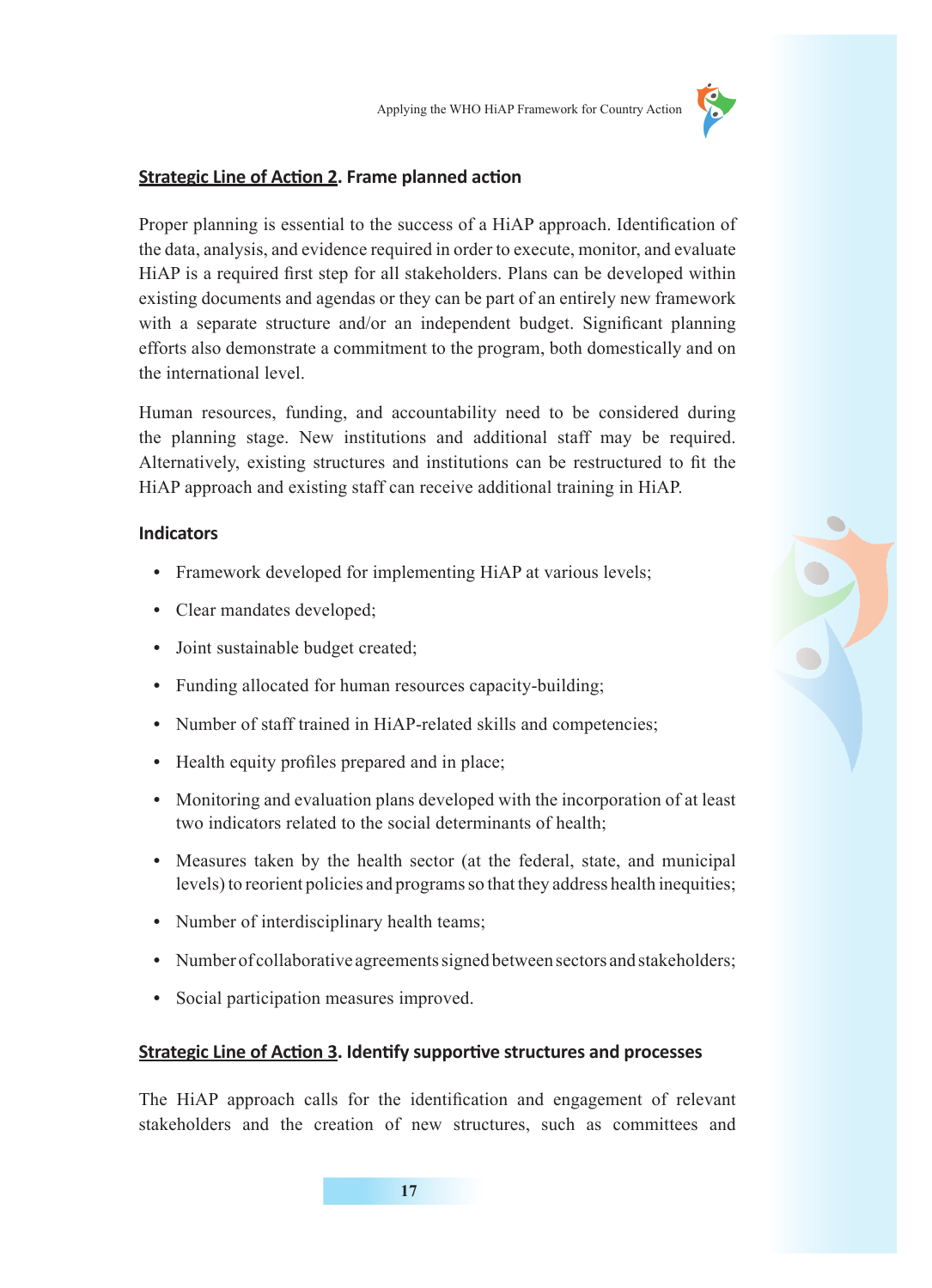## Strategic Line of Action 2. Frame planned action

Proper planning is essential to the success of a HiAP approach. Identification of the data, analysis, and evidence required in order to execute, monitor, and evaluate HiAP is a required first step for all stakeholders. Plans can be developed within existing documents and agendas or they can be part of an entirely new framework with a separate structure and/or an independent budget. Significant planning efforts also demonstrate a commitment to the program, both domestically and on the international level.

Human resources, funding, and accountability need to be considered during the planning stage. New institutions and additional staff may be required. Alternatively, existing structures and institutions can be restructured to fit the HiAP approach and existing staff can receive additional training in HiAP.

### Indicators

- Framework developed for implementing HiAP at various levels;
- Clear mandates developed;
- Joint sustainable budget created;
- Funding allocated for human resources capacity-building;
- Number of staff trained in HiAP-related skills and competencies;
- Health equity profiles prepared and in place;
- Monitoring and evaluation plans developed with the incorporation of at least two indicators related to the social determinants of health;
- Measures taken by the health sector (at the federal, state, and municipal levels) to reorient policies and programs so that they address health inequities;
- Number of interdisciplinary health teams;
- Number of collaborative agreements signed between sectors and stakeholders;
- Social participation measures improved.

## Strategic Line of Action 3. Identify supportive structures and processes

The HiAP approach calls for the identification and engagement of relevant stakeholders and the creation of new structures, such as committees and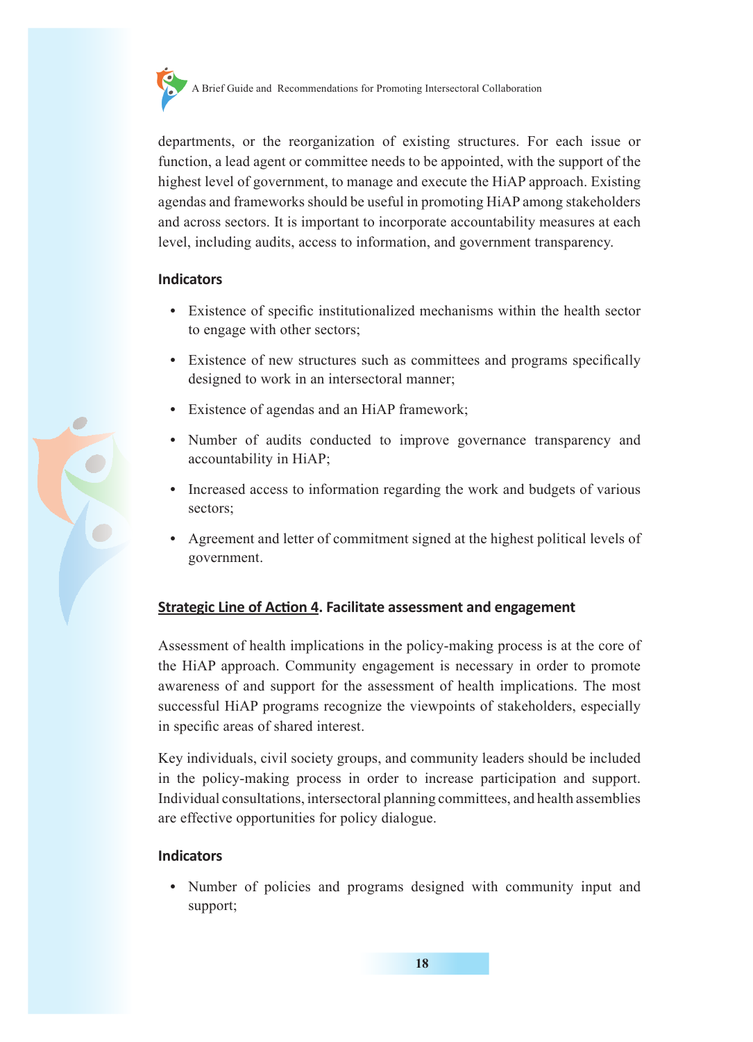departments, or the reorganization of existing structures. For each issue or function, a lead agent or committee needs to be appointed, with the support of the highest level of government, to manage and execute the HiAP approach. Existing agendas and frameworks should be useful in promoting HiAP among stakeholders and across sectors. It is important to incorporate accountability measures at each level, including audits, access to information, and government transparency.

### Indicators

- Existence of specific institutionalized mechanisms within the health sector to engage with other sectors;
- Existence of new structures such as committees and programs specifically designed to work in an intersectoral manner;
- Existence of agendas and an HiAP framework;
- Number of audits conducted to improve governance transparency and accountability in HiAP;
- Increased access to information regarding the work and budgets of various sectors;
- Agreement and letter of commitment signed at the highest political levels of government.

## <u>Strategic Line of Action 4</u>. Facilitate assessment and engagement

Assessment of health implications in the policy-making process is at the core of the HiAP approach. Community engagement is necessary in order to promote awareness of and support for the assessment of health implications. The most successful HiAP programs recognize the viewpoints of stakeholders, especially in specific areas of shared interest.

Key individuals, civil society groups, and community leaders should be included in the policy-making process in order to increase participation and support. Individual consultations, intersectoral planning committees, and health assemblies are effective opportunities for policy dialogue.

### Indicators

- Number of policies and programs designed with community input and support;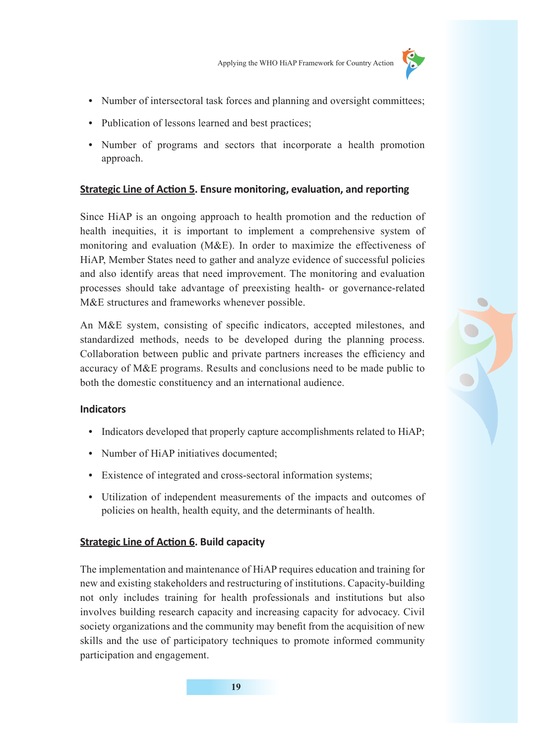- Number of intersectional task forces and planning and oversight committees;
- Publication of lessons learned and best practices;
- Number of programs and sectors that incorporate a health promotion approach.

### Strategic Line of Action 5. Ensure monitoring, evaluation, and reporting

Since HiAP is an ongoing approach to health promotion and the reduction of health inequities, it is important to implement a comprehensive system of monitoring and evaluation (M&E). In order to maximize the effectiveness of HiAP, Member States need to gather and analyze evidence of successful policies and also identify areas that need improvement. The monitoring and evaluation processes should take advantage of preexisting health- or governance-related M&E structures and frameworks whenever possible.

An M&E system, consisting of specific indicators, accepted milestones, and standardized methods, needs to be developed during the planning process. Collaboration between public and private partners increases the efficiency and accuracy of M&E programs. Results and conclusions need to be made public to both the domestic constituency and an international audience.

#### Indicators

- Indicators developed that properly capture accomplishments related to HiAP;
- Number of HiAP initiatives documented;
- Existence of integrated and cross-sectoral information systems;
- Utilization of independent measurements of the impacts and outcomes of policies on health, health equity, and the determinants of health.

### Strategic Line of Action 6. Build capacity

The implementation and maintenance of HiAP requires education and training for new and existing stakeholders and restructuring of institutions. Capacity-building not only includes training for health professionals and institutions but also involves building research capacity and increasing capacity for advocacy. Civil society organizations and the community may benefit from the acquisition of new skills and the use of participatory techniques to promote informed community participation and engagement.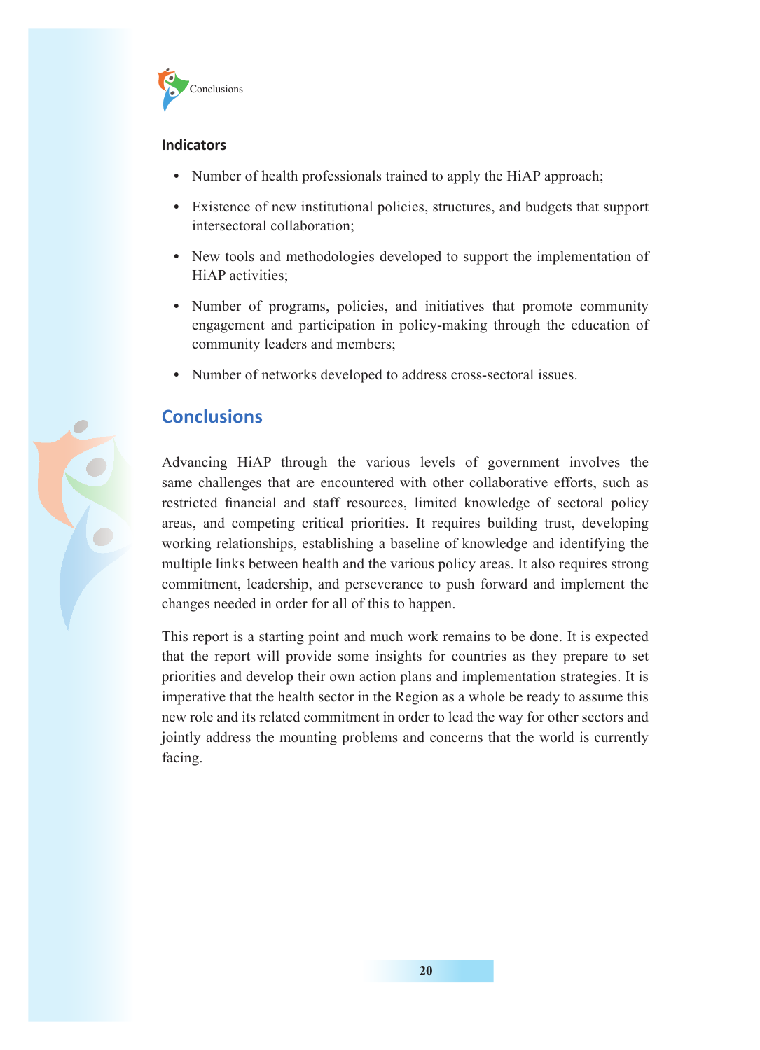### Indicators

- Number of health professionals trained to apply the HiAP approach;
- Existence of new institutional policies, structures, and budgets that support intersectoral collaboration;
- New tools and methodologies developed to support the implementation of HiAP activities;
- Number of programs, policies, and initiatives that promote community engagement and participation in policy-making through the education of community leaders and members;
- Number of networks developed to address cross-sectoral issues.

## Conclusions

Advancing HiAP through the various levels of government involves the same challenges that are encountered with other collaborative efforts, such as restricted financial and staff resources, limited knowledge of sectoral policy areas, and competing critical priorities. It requires building trust, developing working relationships, establishing a baseline of knowledge and identifying the multiple links between health and the various policy areas. It also requires strong commitment, leadership, and perseverance to push forward and implement the changes needed in order for all of this to happen.

This report is a starting point and much work remains to be done. It is expected that the report will provide some insights for countries as they prepare to set priorities and develop their own action plans and implementation strategies. It is imperative that the health sector in the Region as a whole be ready to assume this new role and its related commitment in order to lead the way for other sectors and jointly address the mounting problems and concerns that the world is currently facing.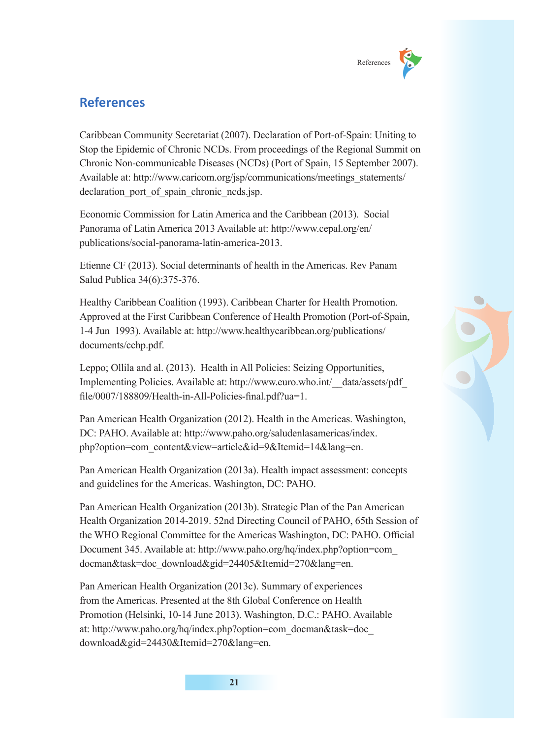## References

Caribbean Community Secretariat (2007). Declaration of Port-of-Spain: Uniting to Stop the Epidemic of Chronic NCDs. From proceedings of the Regional Summit on Chronic Non-communicable Diseases (NCDs) (Port of Spain, 15 September 2007). Available at: http://www.caricom.org/jsp/communications/meetings_statements/declaration_port_of_spain_chronic_ncds.jsp.

Economic Commission for Latin America and the Caribbean (2013). Social Panorama of Latin America 2013 Available at: http://www.cepal.org/en/publications/social-panorama-latin-america-2013.

Etienne CF (2013). Social determinants of health in the Americas. Rev Panam Salud Publica 34(6):375-376.

Healthy Caribbean Coalition (1993). Caribbean Charter for Health Promotion. Approved at the First Caribbean Conference of Health Promotion (Port-of-Spain, 1-4 Jun 1993). Available at: http://www.healthycaribbean.org/publications/documents/cchp.pdf.

Leppo; Ollila and al. (2013). Health in All Policies: Seizing Opportunities, Implementing Policies. Available at: http://www.euro.who.int/__data/assets/pdf_file/0007/188809/Health-in-All-Policies-final.pdf?ua=1.

Pan American Health Organization (2012). Health in the Americas. Washington, DC: PAHO. Available at: http://www.paho.org/saludenlasamericas/index.php?option=com_content&view=article&id=9&Itemid=14&lang=en.

Pan American Health Organization (2013a). Health impact assessment: concepts and guidelines for the Americas. Washington, DC: PAHO.

Pan American Health Organization (2013b). Strategic Plan of the Pan American Health Organization 2014-2019. 52nd Directing Council of PAHO, 65th Session of the WHO Regional Committee for the Americas Washington, DC: PAHO. Official Document 345. Available at: http://www.paho.org/hq/index.php?option=com_docman&task=doc_download&gid=24405&Itemid=270&lang=en.

Pan American Health Organization (2013c). Summary of experiences from the Americas. Presented at the 8th Global Conference on Health Promotion (Helsinki, 10-14 June 2013). Washington, D.C.: PAHO. Available at: http://www.paho.org/hq/index.php?option=com_docman&task=doc_download&gid=24430&Itemid=270&lang=en.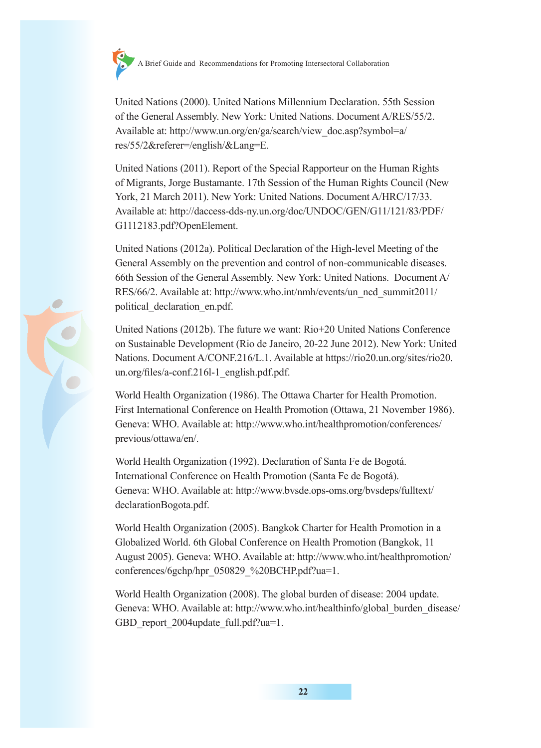United Nations (2000). United Nations Millennium Declaration. 55th Session of the General Assembly. New York: United Nations. Document A/RES/55/2. Available at: http://www.un.org/en/ga/search/view_doc.asp?symbol=a/res/55/2&referer=/english/&Lang=E.

United Nations (2011). Report of the Special Rapporteur on the Human Rights of Migrants, Jorge Bustamante. 17th Session of the Human Rights Council (New York, 21 March 2011). New York: United Nations. Document A/HRC/17/33. Available at: http://daccess-dds-ny.un.org/doc/UNDOC/GEN/G11/121/83/PDF/G1112183.pdf?OpenElement.

United Nations (2012a). Political Declaration of the High-level Meeting of the General Assembly on the prevention and control of non-communicable diseases. 66th Session of the General Assembly. New York: United Nations. Document A/RES/66/2. Available at: http://www.who.int/nmh/events/un_ncd_summit2011/political_declaration_en.pdf.

United Nations (2012b). The future we want: Rio+20 United Nations Conference on Sustainable Development (Rio de Janeiro, 20-22 June 2012). New York: United Nations. Document A/CONF.216/L.1. Available at https://rio20.un.org/sites/rio20.un.org/files/a-conf.216l-1_english.pdf.pdf.

World Health Organization (1986). The Ottawa Charter for Health Promotion. First International Conference on Health Promotion (Ottawa, 21 November 1986). Geneva: WHO. Available at: http://www.who.int/healthpromotion/conferences/previous/ottawa/en/.

World Health Organization (1992). Declaration of Santa Fe de Bogotá. International Conference on Health Promotion (Santa Fe de Bogotá). Geneva: WHO. Available at: http://www.bvsde.ops-oms.org/bvsdeps/fulltext/declarationBogota.pdf.

World Health Organization (2005). Bangkok Charter for Health Promotion in a Globalized World. 6th Global Conference on Health Promotion (Bangkok, 11 August 2005). Geneva: WHO. Available at: http://www.who.int/healthpromotion/conferences/6gchp/hpr_050829_%20BCHP.pdf?ua=1.

World Health Organization (2008). The global burden of disease: 2004 update. Geneva: WHO. Available at: http://www.who.int/healthinfo/global_burden_disease/GBD_report_2004update_full.pdf?ua=1.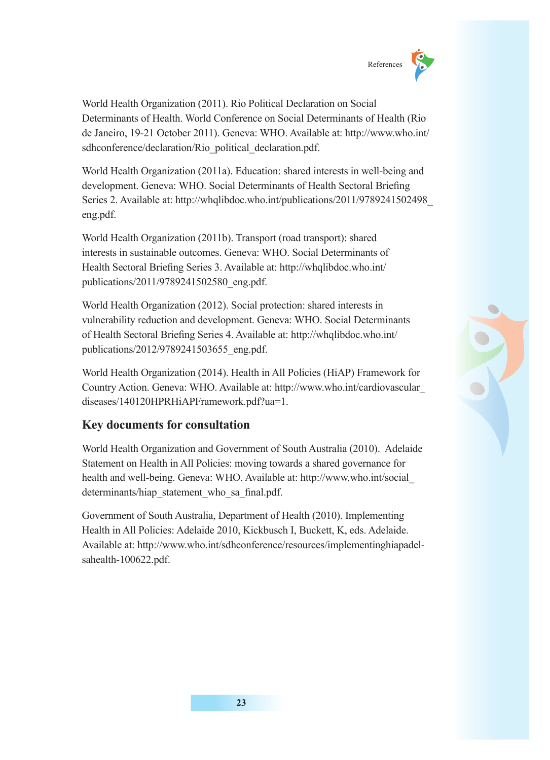World Health Organization (2011). Rio Political Declaration on Social Determinants of Health. World Conference on Social Determinants of Health (Rio de Janeiro, 19-21 October 2011). Geneva: WHO. Available at: http://www.who.int/sdhconference/declaration/Rio_political_declaration.pdf.

World Health Organization (2011a). Education: shared interests in well-being and development. Geneva: WHO. Social Determinants of Health Sectoral Briefing Series 2. Available at: http://whqlibdoc.who.int/publications/2011/9789241502498_eng.pdf.

World Health Organization (2011b). Transport (road transport): shared interests in sustainable outcomes. Geneva: WHO. Social Determinants of Health Sectoral Briefing Series 3. Available at: http://whqlibdoc.who.int/publications/2011/9789241502580_eng.pdf.

World Health Organization (2012). Social protection: shared interests in vulnerability reduction and development. Geneva: WHO. Social Determinants of Health Sectoral Briefing Series 4. Available at: http://whqlibdoc.who.int/publications/2012/9789241503655_eng.pdf.

World Health Organization (2014). Health in All Policies (HiAP) Framework for Country Action. Geneva: WHO. Available at: http://www.who.int/cardiovascular_diseases/140120HPRHiAPFramework.pdf?ua=1.

## Key documents for consultation

World Health Organization and Government of South Australia (2010). Adelaide Statement on Health in All Policies: moving towards a shared governance for health and well-being. Geneva: WHO. Available at: http://www.who.int/social_determinants/hiap_statement_who_sa_final.pdf.

Government of South Australia, Department of Health (2010). Implementing Health in All Policies: Adelaide 2010, Kickbusch I, Buckett, K, eds. Adelaide. Available at: http://www.who.int/sdhconference/resources/implementinghiapadel-sahealth-100622.pdf.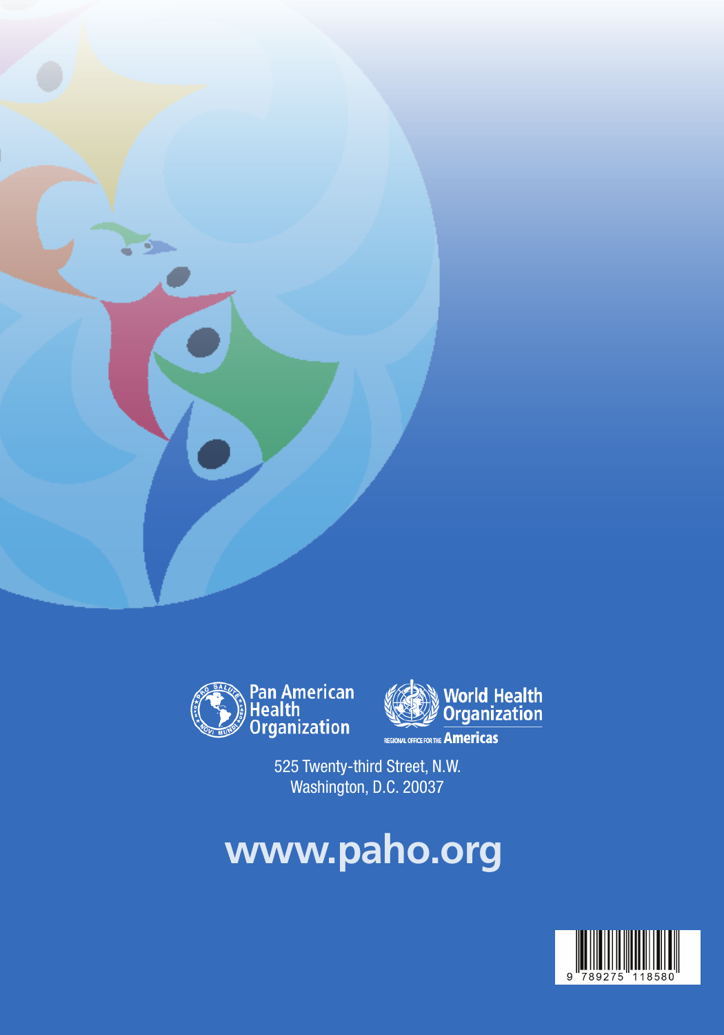Pan American Health Organization

World Health Organization

REGIONAL OFFICE FOR THE Americas

525 Twenty-third Street, N.W.
Washington, D.C. 20037

**www.paho.org**

9 789275 118580